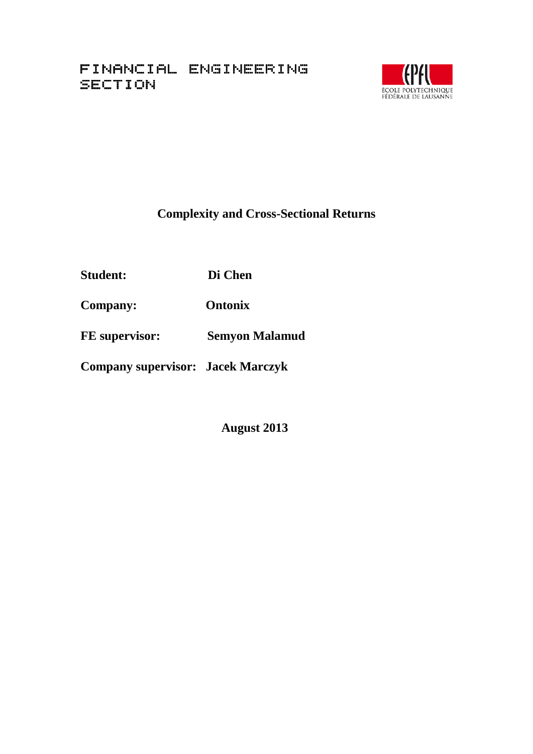FINANCIAL ENGINEERING SECTION

ÉCOLE POLYTECHNIQUE FÉDÉRALE DE LAUSANNE

# Complexity and Cross-Sectional Returns

**Student:** **Di Chen**

**Company:** **Ontonix**

**FE supervisor:** **Semyon Malamud**

**Company supervisor:** **Jacek Marczyk**

**August 2013**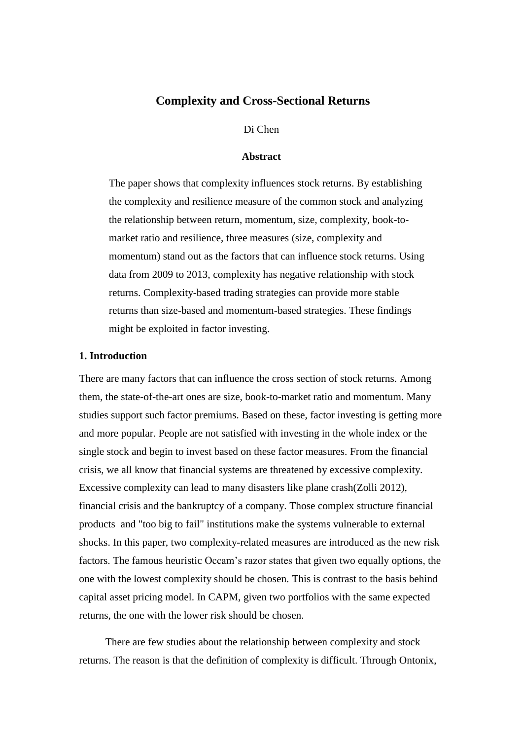# Complexity and Cross-Sectional Returns

Di Chen

**Abstract**

The paper shows that complexity influences stock returns. By establishing the complexity and resilience measure of the common stock and analyzing the relationship between return, momentum, size, complexity, book-to-market ratio and resilience, three measures (size, complexity and momentum) stand out as the factors that can influence stock returns. Using data from 2009 to 2013, complexity has negative relationship with stock returns. Complexity-based trading strategies can provide more stable returns than size-based and momentum-based strategies. These findings might be exploited in factor investing.

## 1. Introduction

There are many factors that can influence the cross section of stock returns. Among them, the state-of-the-art ones are size, book-to-market ratio and momentum. Many studies support such factor premiums. Based on these, factor investing is getting more and more popular. People are not satisfied with investing in the whole index or the single stock and begin to invest based on these factor measures. From the financial crisis, we all know that financial systems are threatened by excessive complexity. Excessive complexity can lead to many disasters like plane crash(Zolli 2012), financial crisis and the bankruptcy of a company. Those complex structure financial products and "too big to fail" institutions make the systems vulnerable to external shocks. In this paper, two complexity-related measures are introduced as the new risk factors. The famous heuristic Occam's razor states that given two equally options, the one with the lowest complexity should be chosen. This is contrast to the basis behind capital asset pricing model. In CAPM, given two portfolios with the same expected returns, the one with the lower risk should be chosen.

There are few studies about the relationship between complexity and stock returns. The reason is that the definition of complexity is difficult. Through Ontonix,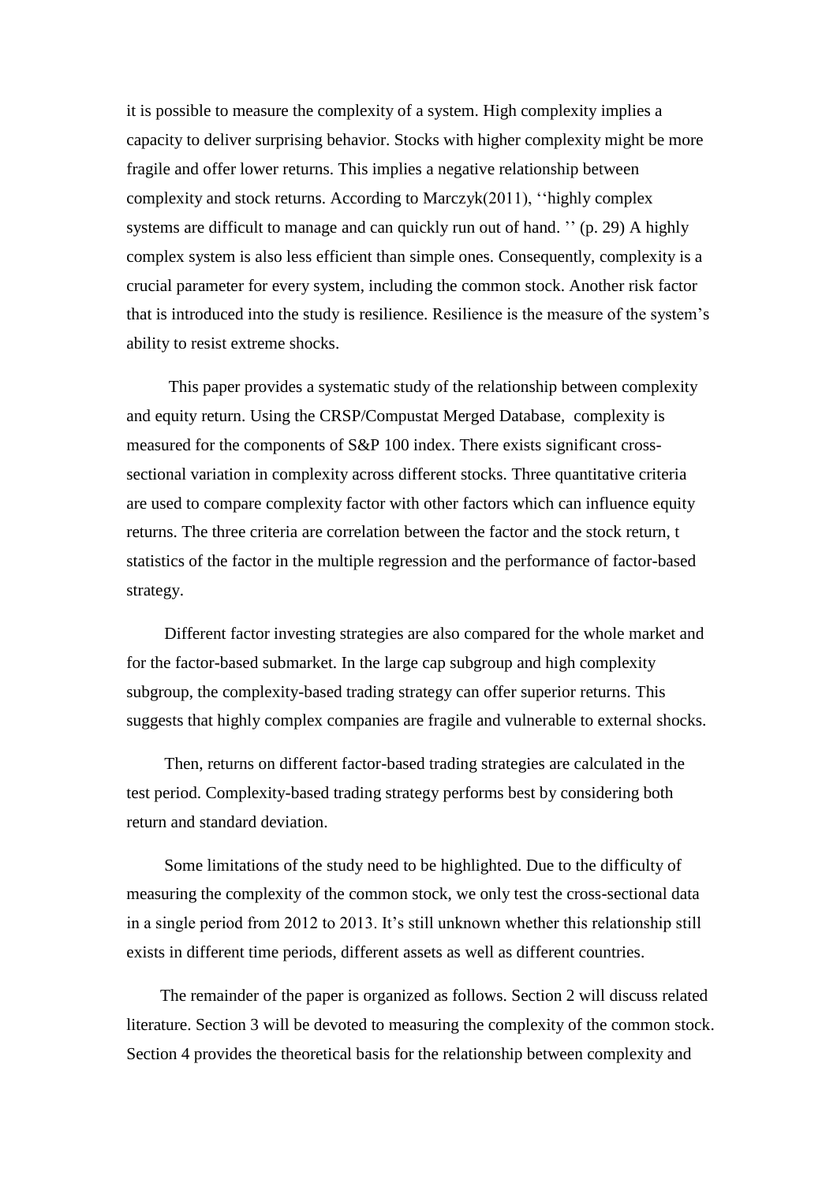it is possible to measure the complexity of a system. High complexity implies a capacity to deliver surprising behavior. Stocks with higher complexity might be more fragile and offer lower returns. This implies a negative relationship between complexity and stock returns. According to Marczyk(2011), ''highly complex systems are difficult to manage and can quickly run out of hand. '' (p. 29) A highly complex system is also less efficient than simple ones. Consequently, complexity is a crucial parameter for every system, including the common stock. Another risk factor that is introduced into the study is resilience. Resilience is the measure of the system's ability to resist extreme shocks.

This paper provides a systematic study of the relationship between complexity and equity return. Using the CRSP/Compustat Merged Database, complexity is measured for the components of S&P 100 index. There exists significant cross-sectional variation in complexity across different stocks. Three quantitative criteria are used to compare complexity factor with other factors which can influence equity returns. The three criteria are correlation between the factor and the stock return, t statistics of the factor in the multiple regression and the performance of factor-based strategy.

Different factor investing strategies are also compared for the whole market and for the factor-based submarket. In the large cap subgroup and high complexity subgroup, the complexity-based trading strategy can offer superior returns. This suggests that highly complex companies are fragile and vulnerable to external shocks.

Then, returns on different factor-based trading strategies are calculated in the test period. Complexity-based trading strategy performs best by considering both return and standard deviation.

Some limitations of the study need to be highlighted. Due to the difficulty of measuring the complexity of the common stock, we only test the cross-sectional data in a single period from 2012 to 2013. It's still unknown whether this relationship still exists in different time periods, different assets as well as different countries.

The remainder of the paper is organized as follows. Section 2 will discuss related literature. Section 3 will be devoted to measuring the complexity of the common stock. Section 4 provides the theoretical basis for the relationship between complexity and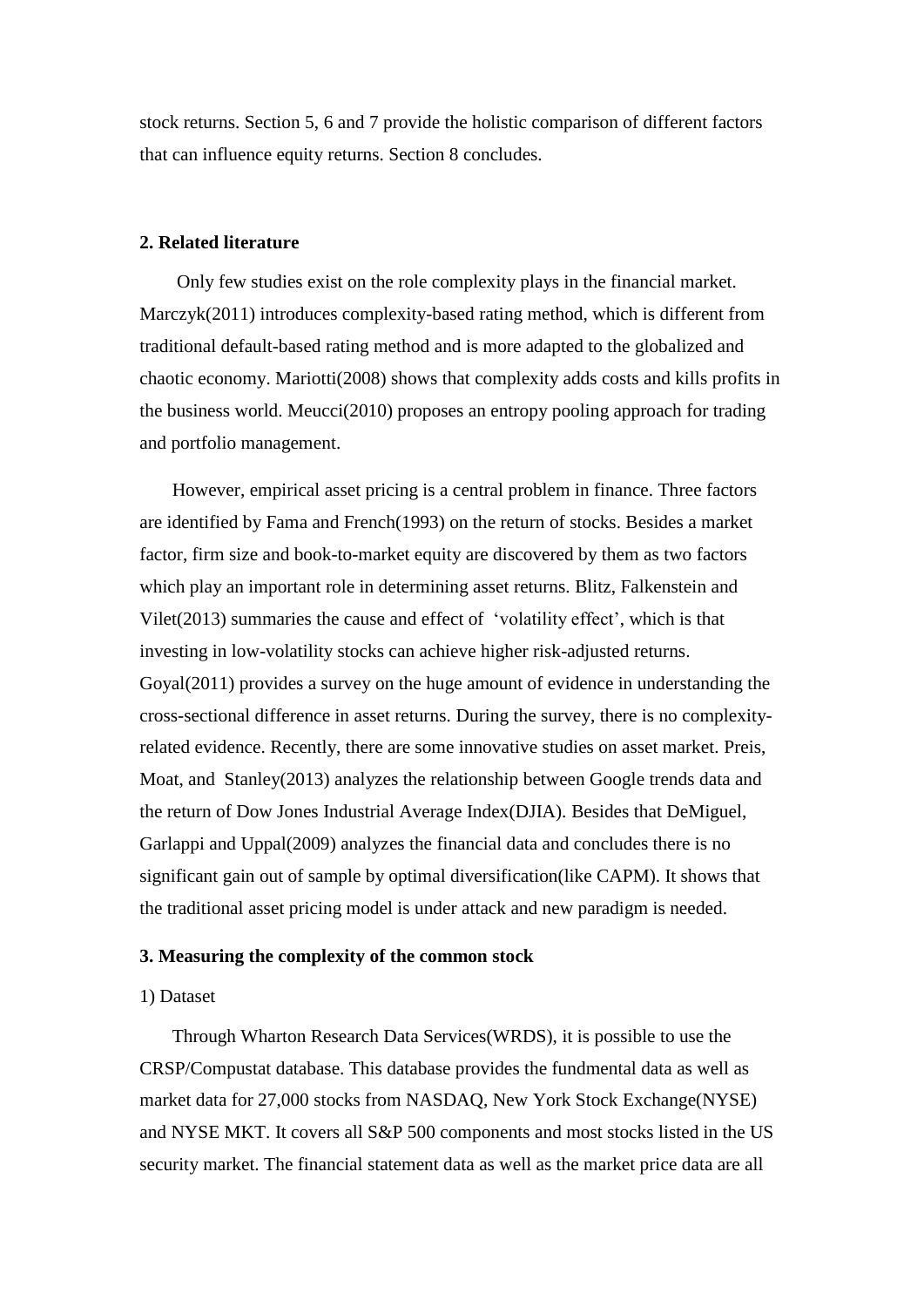stock returns. Section 5, 6 and 7 provide the holistic comparison of different factors that can influence equity returns. Section 8 concludes.

## 2. Related literature

Only few studies exist on the role complexity plays in the financial market. Marczyk(2011) introduces complexity-based rating method, which is different from traditional default-based rating method and is more adapted to the globalized and chaotic economy. Mariotti(2008) shows that complexity adds costs and kills profits in the business world. Meucci(2010) proposes an entropy pooling approach for trading and portfolio management.

However, empirical asset pricing is a central problem in finance. Three factors are identified by Fama and French(1993) on the return of stocks. Besides a market factor, firm size and book-to-market equity are discovered by them as two factors which play an important role in determining asset returns. Blitz, Falkenstein and Vilet(2013) summaries the cause and effect of 'volatility effect', which is that investing in low-volatility stocks can achieve higher risk-adjusted returns. Goyal(2011) provides a survey on the huge amount of evidence in understanding the cross-sectional difference in asset returns. During the survey, there is no complexity-related evidence. Recently, there are some innovative studies on asset market. Preis, Moat, and Stanley(2013) analyzes the relationship between Google trends data and the return of Dow Jones Industrial Average Index(DJIA). Besides that DeMiguel, Garlappi and Uppal(2009) analyzes the financial data and concludes there is no significant gain out of sample by optimal diversification(like CAPM). It shows that the traditional asset pricing model is under attack and new paradigm is needed.

## 3. Measuring the complexity of the common stock

1) Dataset

Through Wharton Research Data Services(WRDS), it is possible to use the CRSP/Compustat database. This database provides the fundmental data as well as market data for 27,000 stocks from NASDAQ, New York Stock Exchange(NYSE) and NYSE MKT. It covers all S&P 500 components and most stocks listed in the US security market. The financial statement data as well as the market price data are all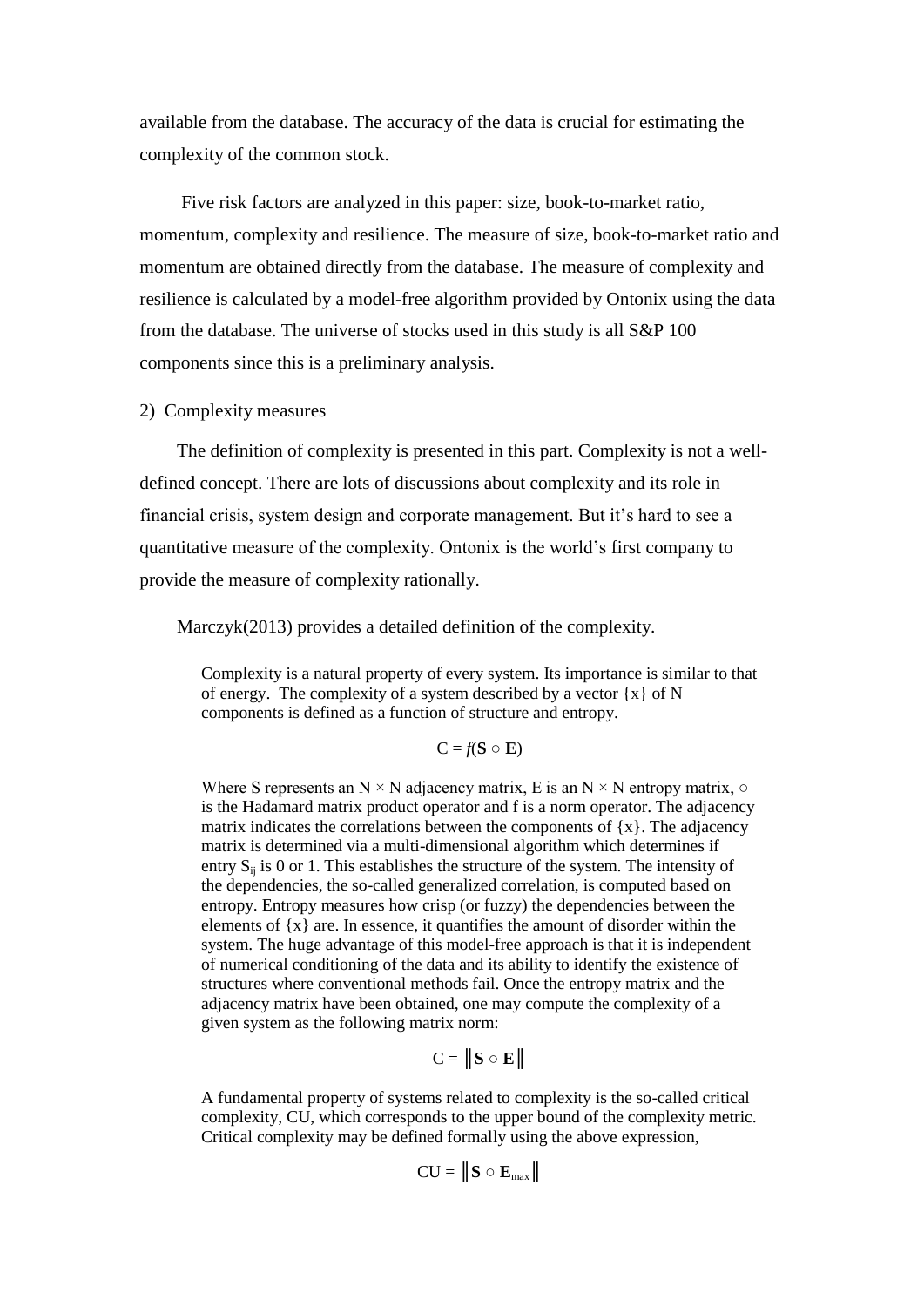available from the database. The accuracy of the data is crucial for estimating the complexity of the common stock.

Five risk factors are analyzed in this paper: size, book-to-market ratio, momentum, complexity and resilience. The measure of size, book-to-market ratio and momentum are obtained directly from the database. The measure of complexity and resilience is calculated by a model-free algorithm provided by Ontonix using the data from the database. The universe of stocks used in this study is all S&P 100 components since this is a preliminary analysis.

2) Complexity measures

The definition of complexity is presented in this part. Complexity is not a well-defined concept. There are lots of discussions about complexity and its role in financial crisis, system design and corporate management. But it's hard to see a quantitative measure of the complexity. Ontonix is the world's first company to provide the measure of complexity rationally.

Marczyk(2013) provides a detailed definition of the complexity.

> Complexity is a natural property of every system. Its importance is similar to that of energy. The complexity of a system described by a vector {x} of N components is defined as a function of structure and entropy.
>
> $$C = f(\mathbf{S} \circ \mathbf{E})$$
>
> Where S represents an N × N adjacency matrix, E is an N × N entropy matrix, ○ is the Hadamard matrix product operator and f is a norm operator. The adjacency matrix indicates the correlations between the components of {x}. The adjacency matrix is determined via a multi-dimensional algorithm which determines if entry $S_{ij}$ is 0 or 1. This establishes the structure of the system. The intensity of the dependencies, the so-called generalized correlation, is computed based on entropy. Entropy measures how crisp (or fuzzy) the dependencies between the elements of {x} are. In essence, it quantifies the amount of disorder within the system. The huge advantage of this model-free approach is that it is independent of numerical conditioning of the data and its ability to identify the existence of structures where conventional methods fail. Once the entropy matrix and the adjacency matrix have been obtained, one may compute the complexity of a given system as the following matrix norm:
>
> $$C = \left\| \mathbf{S} \circ \mathbf{E} \right\|$$
>
> A fundamental property of systems related to complexity is the so-called critical complexity, CU, which corresponds to the upper bound of the complexity metric. Critical complexity may be defined formally using the above expression,
>
> $$CU = \left\| \mathbf{S} \circ \mathbf{E}_{max} \right\|$$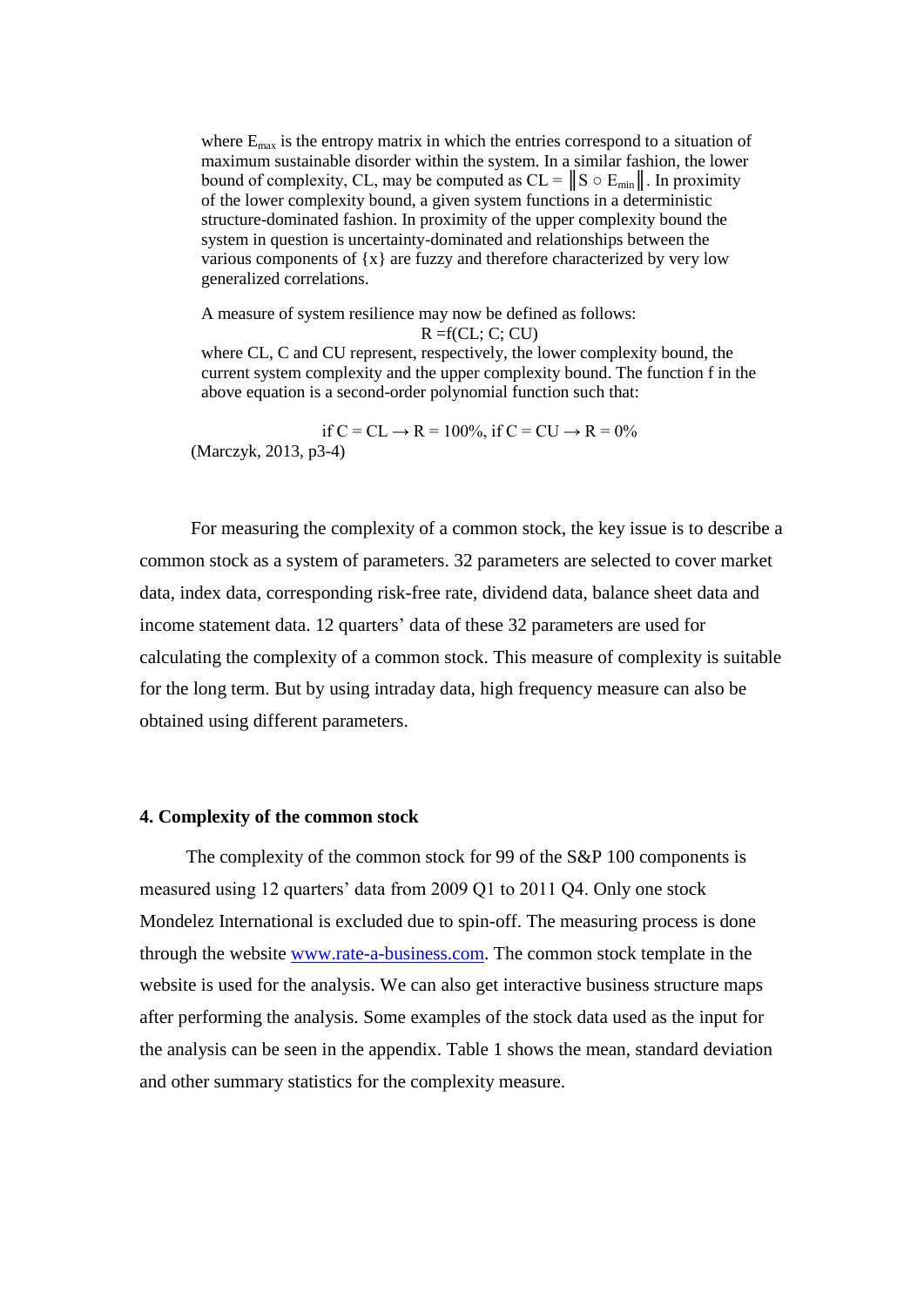where $E_{max}$ is the entropy matrix in which the entries correspond to a situation of maximum sustainable disorder within the system. In a similar fashion, the lower bound of complexity, CL, may be computed as $CL = \| S \circ E_{min} \|$. In proximity of the lower complexity bound, a given system functions in a deterministic structure-dominated fashion. In proximity of the upper complexity bound the system in question is uncertainty-dominated and relationships between the various components of {x} are fuzzy and therefore characterized by very low generalized correlations.

A measure of system resilience may now be defined as follows:

$$R = f(CL; C; CU)$$

where CL, C and CU represent, respectively, the lower complexity bound, the current system complexity and the upper complexity bound. The function f in the above equation is a second-order polynomial function such that:

$$\text{if } C = CL \rightarrow R = 100\%, \text{ if } C = CU \rightarrow R = 0\%$$

(Marczyk, 2013, p3-4)

For measuring the complexity of a common stock, the key issue is to describe a common stock as a system of parameters. 32 parameters are selected to cover market data, index data, corresponding risk-free rate, dividend data, balance sheet data and income statement data. 12 quarters' data of these 32 parameters are used for calculating the complexity of a common stock. This measure of complexity is suitable for the long term. But by using intraday data, high frequency measure can also be obtained using different parameters.

## 4. Complexity of the common stock

The complexity of the common stock for 99 of the S&P 100 components is measured using 12 quarters' data from 2009 Q1 to 2011 Q4. Only one stock Mondelez International is excluded due to spin-off. The measuring process is done through the website www.rate-a-business.com. The common stock template in the website is used for the analysis. We can also get interactive business structure maps after performing the analysis. Some examples of the stock data used as the input for the analysis can be seen in the appendix. Table 1 shows the mean, standard deviation and other summary statistics for the complexity measure.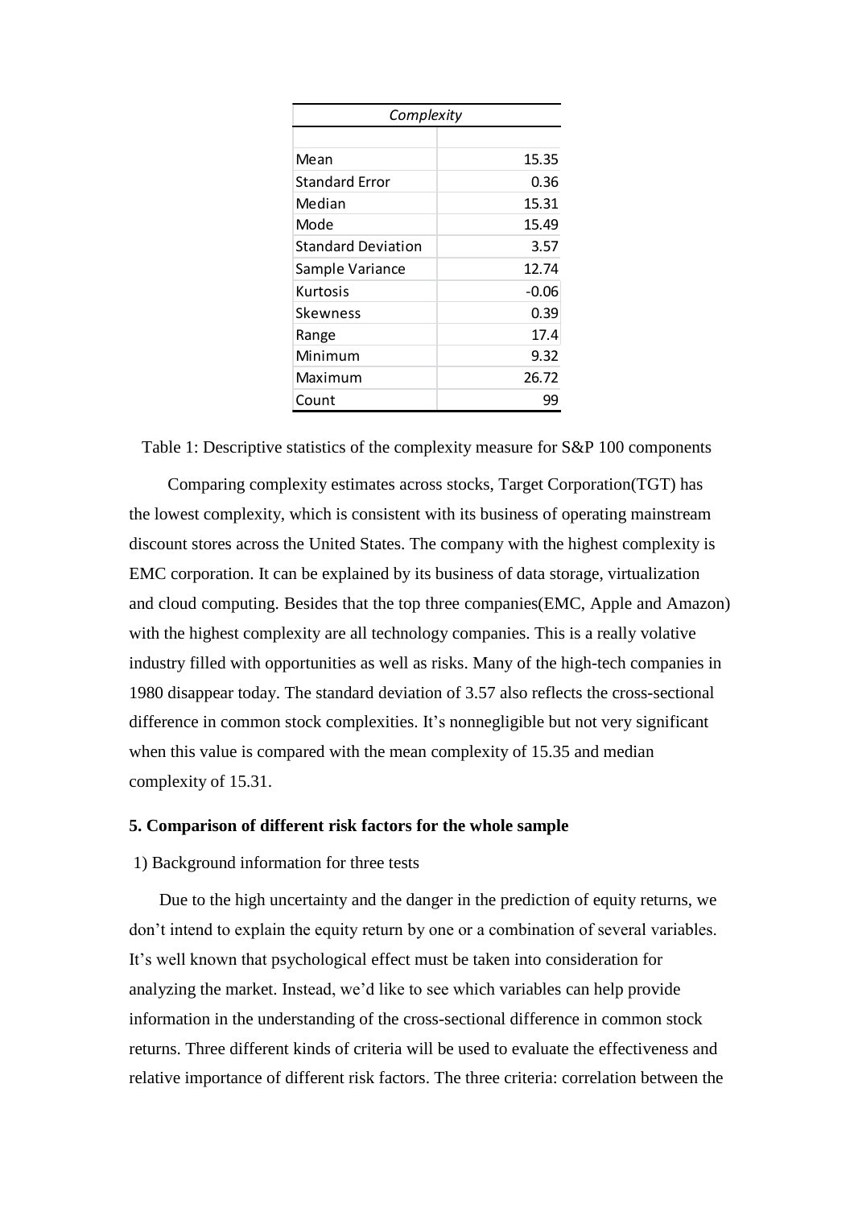| Complexity | |
|---|---|
| | |
| Mean | 15.35 |
| Standard Error | 0.36 |
| Median | 15.31 |
| Mode | 15.49 |
| Standard Deviation | 3.57 |
| Sample Variance | 12.74 |
| Kurtosis | -0.06 |
| Skewness | 0.39 |
| Range | 17.4 |
| Minimum | 9.32 |
| Maximum | 26.72 |
| Count | 99 |

Table 1: Descriptive statistics of the complexity measure for S&P 100 components

Comparing complexity estimates across stocks, Target Corporation(TGT) has the lowest complexity, which is consistent with its business of operating mainstream discount stores across the United States. The company with the highest complexity is EMC corporation. It can be explained by its business of data storage, virtualization and cloud computing. Besides that the top three companies(EMC, Apple and Amazon) with the highest complexity are all technology companies. This is a really volative industry filled with opportunities as well as risks. Many of the high-tech companies in 1980 disappear today. The standard deviation of 3.57 also reflects the cross-sectional difference in common stock complexities. It's nonnegligible but not very significant when this value is compared with the mean complexity of 15.35 and median complexity of 15.31.

### 5. Comparison of different risk factors for the whole sample

1) Background information for three tests

Due to the high uncertainty and the danger in the prediction of equity returns, we don't intend to explain the equity return by one or a combination of several variables. It's well known that psychological effect must be taken into consideration for analyzing the market. Instead, we'd like to see which variables can help provide information in the understanding of the cross-sectional difference in common stock returns. Three different kinds of criteria will be used to evaluate the effectiveness and relative importance of different risk factors. The three criteria: correlation between the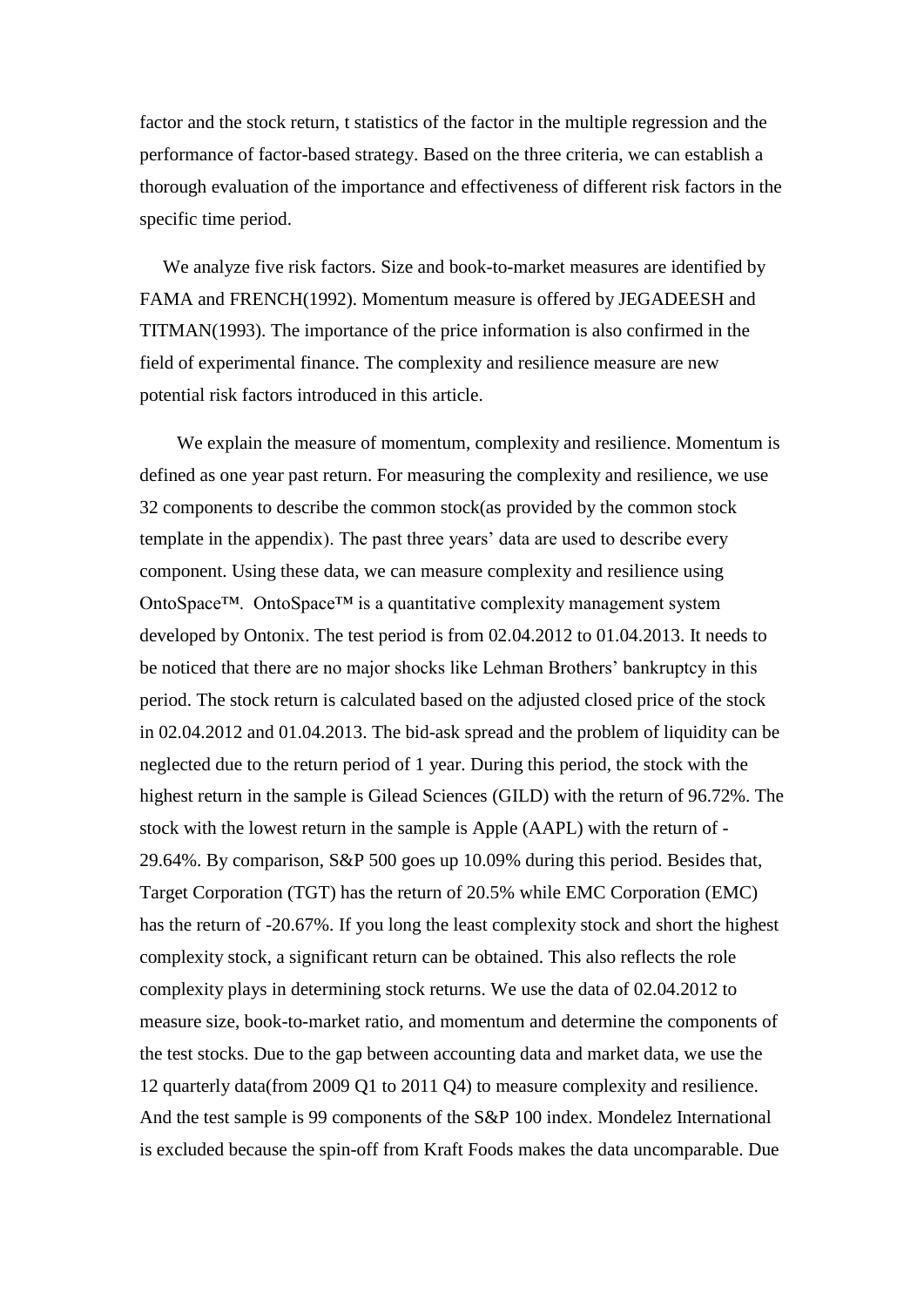factor and the stock return, t statistics of the factor in the multiple regression and the performance of factor-based strategy. Based on the three criteria, we can establish a thorough evaluation of the importance and effectiveness of different risk factors in the specific time period.

We analyze five risk factors. Size and book-to-market measures are identified by FAMA and FRENCH(1992). Momentum measure is offered by JEGADEESH and TITMAN(1993). The importance of the price information is also confirmed in the field of experimental finance. The complexity and resilience measure are new potential risk factors introduced in this article.

We explain the measure of momentum, complexity and resilience. Momentum is defined as one year past return. For measuring the complexity and resilience, we use 32 components to describe the common stock(as provided by the common stock template in the appendix). The past three years' data are used to describe every component. Using these data, we can measure complexity and resilience using OntoSpace™. OntoSpace™ is a quantitative complexity management system developed by Ontonix. The test period is from 02.04.2012 to 01.04.2013. It needs to be noticed that there are no major shocks like Lehman Brothers' bankruptcy in this period. The stock return is calculated based on the adjusted closed price of the stock in 02.04.2012 and 01.04.2013. The bid-ask spread and the problem of liquidity can be neglected due to the return period of 1 year. During this period, the stock with the highest return in the sample is Gilead Sciences (GILD) with the return of 96.72%. The stock with the lowest return in the sample is Apple (AAPL) with the return of -29.64%. By comparison, S&P 500 goes up 10.09% during this period. Besides that, Target Corporation (TGT) has the return of 20.5% while EMC Corporation (EMC) has the return of -20.67%. If you long the least complexity stock and short the highest complexity stock, a significant return can be obtained. This also reflects the role complexity plays in determining stock returns. We use the data of 02.04.2012 to measure size, book-to-market ratio, and momentum and determine the components of the test stocks. Due to the gap between accounting data and market data, we use the 12 quarterly data(from 2009 Q1 to 2011 Q4) to measure complexity and resilience. And the test sample is 99 components of the S&P 100 index. Mondelez International is excluded because the spin-off from Kraft Foods makes the data uncomparable. Due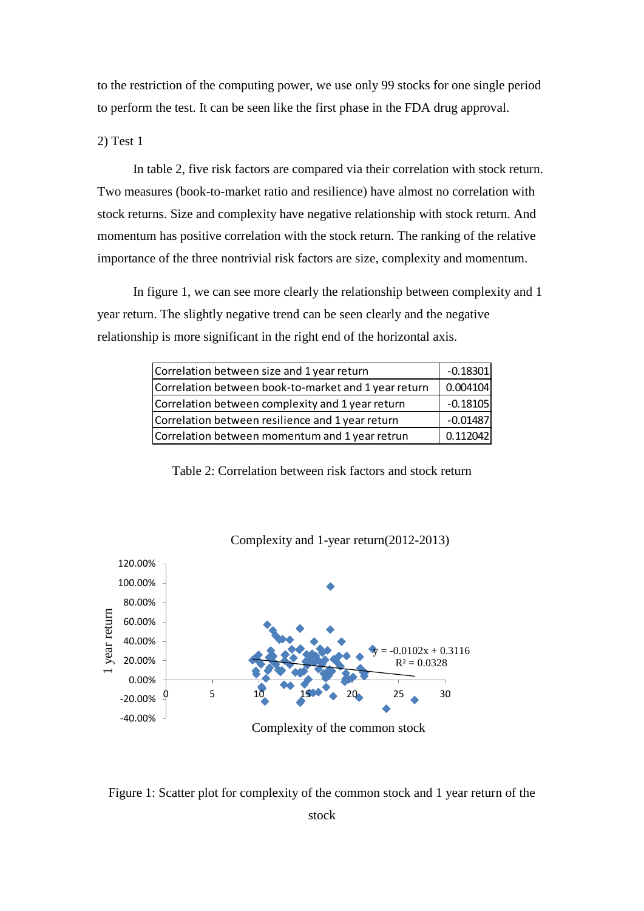to the restriction of the computing power, we use only 99 stocks for one single period to perform the test. It can be seen like the first phase in the FDA drug approval.

2) Test 1

In table 2, five risk factors are compared via their correlation with stock return. Two measures (book-to-market ratio and resilience) have almost no correlation with stock returns. Size and complexity have negative relationship with stock return. And momentum has positive correlation with the stock return. The ranking of the relative importance of the three nontrivial risk factors are size, complexity and momentum.

In figure 1, we can see more clearly the relationship between complexity and 1 year return. The slightly negative trend can be seen clearly and the negative relationship is more significant in the right end of the horizontal axis.

| | |
|---|---|
| Correlation between size and 1 year return | -0.18301 |
| Correlation between book-to-market and 1 year return | 0.004104 |
| Correlation between complexity and 1 year return | -0.18105 |
| Correlation between resilience and 1 year return | -0.01487 |
| Correlation between momentum and 1 year retrun | 0.112042 |

Table 2: Correlation between risk factors and stock return

Complexity and 1-year return(2012-2013)

$y = -0.0102x + 0.3116$
$R^2 = 0.0328$

Figure 1: Scatter plot for complexity of the common stock and 1 year return of the stock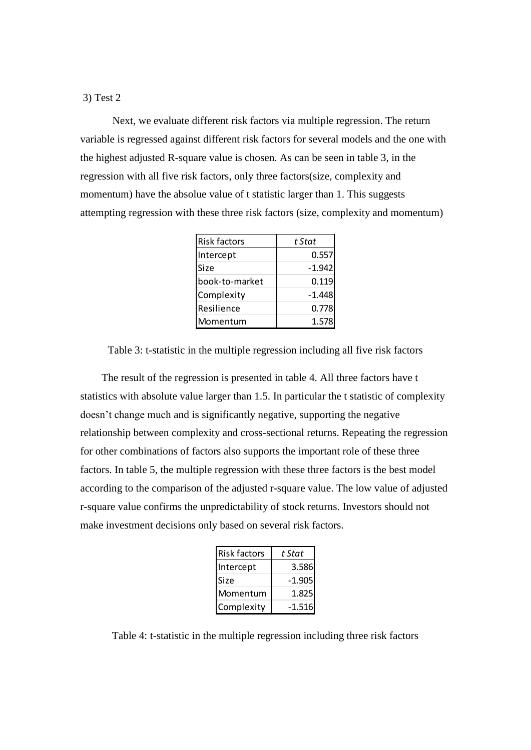3) Test 2

Next, we evaluate different risk factors via multiple regression. The return variable is regressed against different risk factors for several models and the one with the highest adjusted R-square value is chosen. As can be seen in table 3, in the regression with all five risk factors, only three factors(size, complexity and momentum) have the absolue value of t statistic larger than 1. This suggests attempting regression with these three risk factors (size, complexity and momentum)

| Risk factors | *t Stat* |
|---|---|
| Intercept | 0.557 |
| Size | -1.942 |
| book-to-market | 0.119 |
| Complexity | -1.448 |
| Resilience | 0.778 |
| Momentum | 1.578 |

Table 3: t-statistic in the multiple regression including all five risk factors

The result of the regression is presented in table 4. All three factors have t statistics with absolute value larger than 1.5. In particular the t statistic of complexity doesn't change much and is significantly negative, supporting the negative relationship between complexity and cross-sectional returns. Repeating the regression for other combinations of factors also supports the important role of these three factors. In table 5, the multiple regression with these three factors is the best model according to the comparison of the adjusted r-square value. The low value of adjusted r-square value confirms the unpredictability of stock returns. Investors should not make investment decisions only based on several risk factors.

| Risk factors | *t Stat* |
|---|---|
| Intercept | 3.586 |
| Size | -1.905 |
| Momentum | 1.825 |
| Complexity | -1.516 |

Table 4: t-statistic in the multiple regression including three risk factors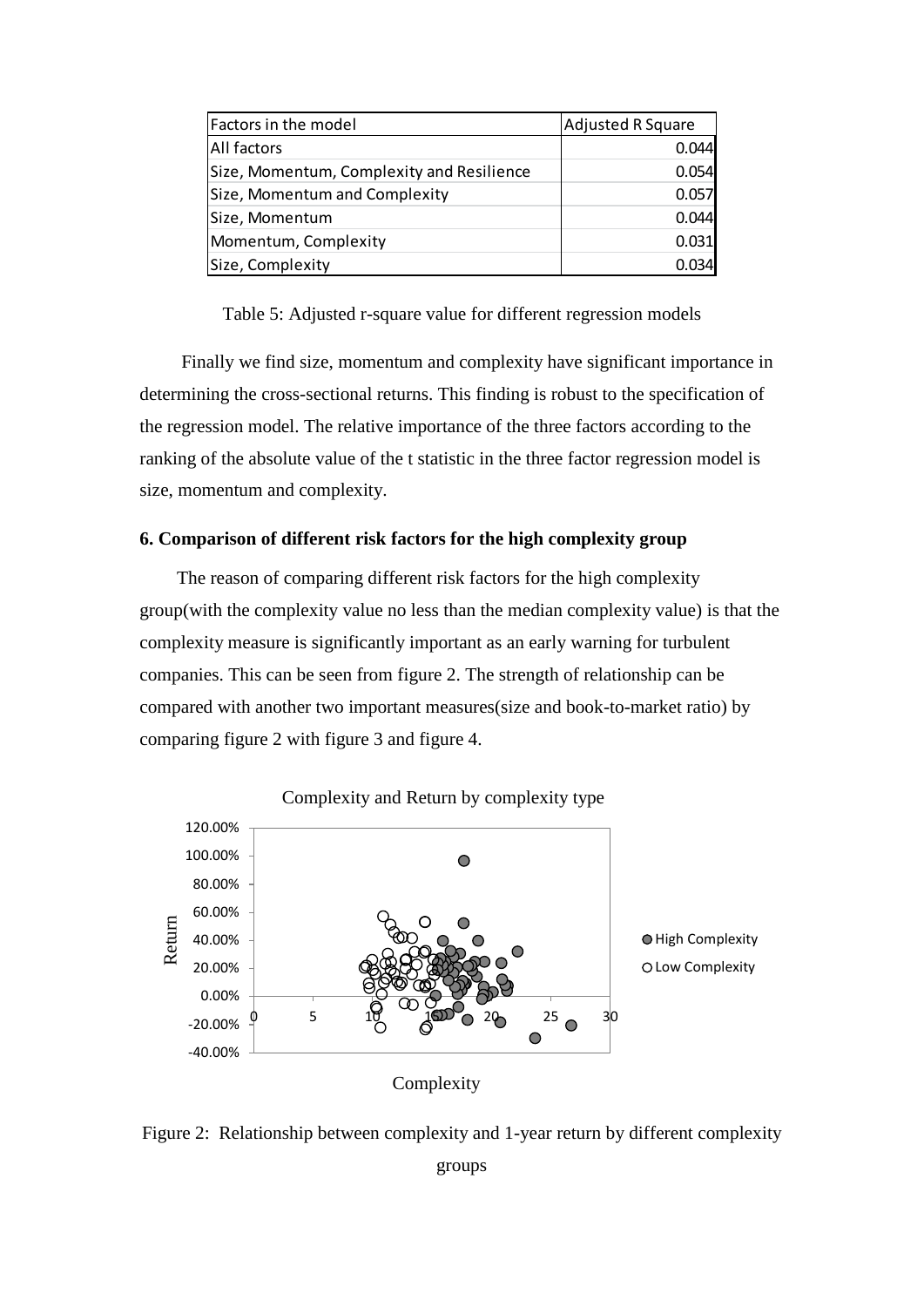| Factors in the model | Adjusted R Square |
| --- | --- |
| All factors | 0.044 |
| Size, Momentum, Complexity and Resilience | 0.054 |
| Size, Momentum and Complexity | 0.057 |
| Size, Momentum | 0.044 |
| Momentum, Complexity | 0.031 |
| Size, Complexity | 0.034 |

Table 5: Adjusted r-square value for different regression models

Finally we find size, momentum and complexity have significant importance in determining the cross-sectional returns. This finding is robust to the specification of the regression model. The relative importance of the three factors according to the ranking of the absolute value of the t statistic in the three factor regression model is size, momentum and complexity.

**6. Comparison of different risk factors for the high complexity group**

The reason of comparing different risk factors for the high complexity group(with the complexity value no less than the median complexity value) is that the complexity measure is significantly important as an early warning for turbulent companies. This can be seen from figure 2. The strength of relationship can be compared with another two important measures(size and book-to-market ratio) by comparing figure 2 with figure 3 and figure 4.

Figure 2: Relationship between complexity and 1-year return by different complexity groups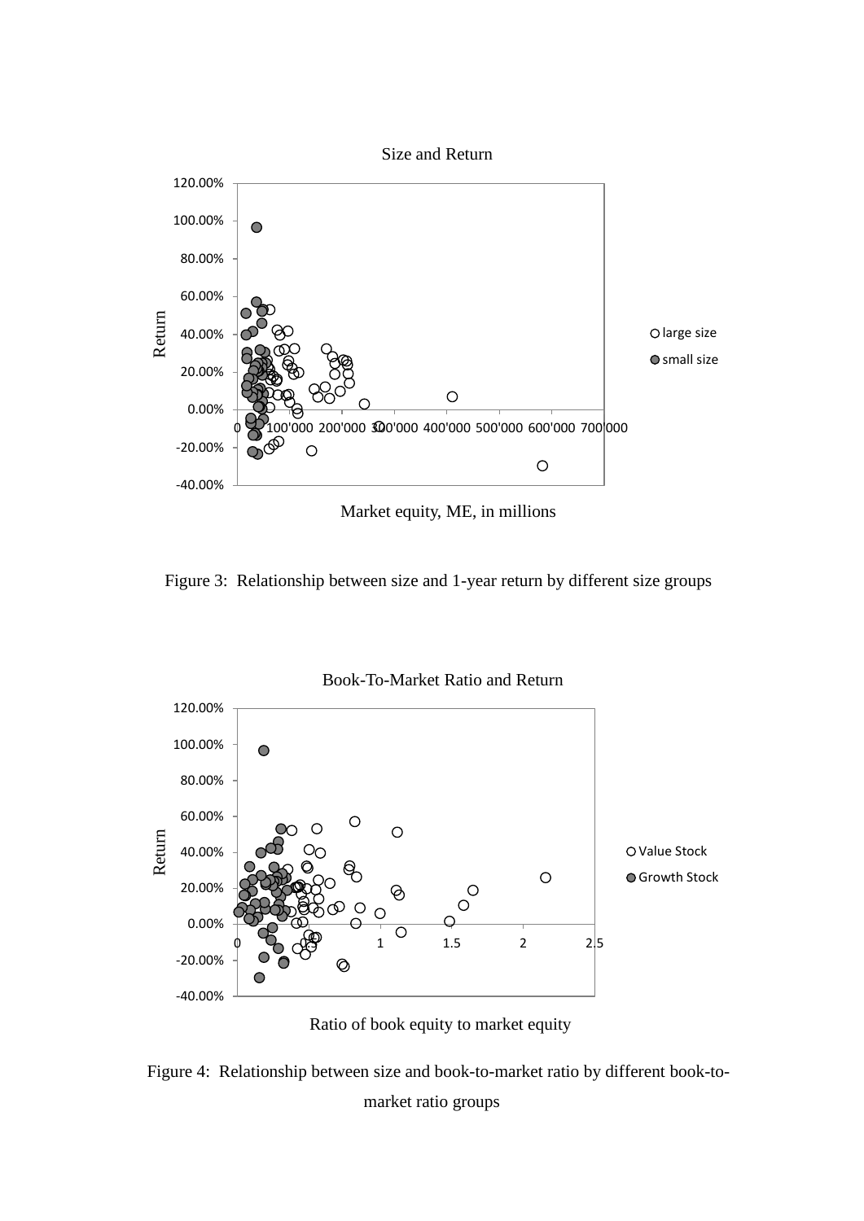Figure 3: Relationship between size and 1-year return by different size groups

Figure 4: Relationship between size and book-to-market ratio by different book-to-market ratio groups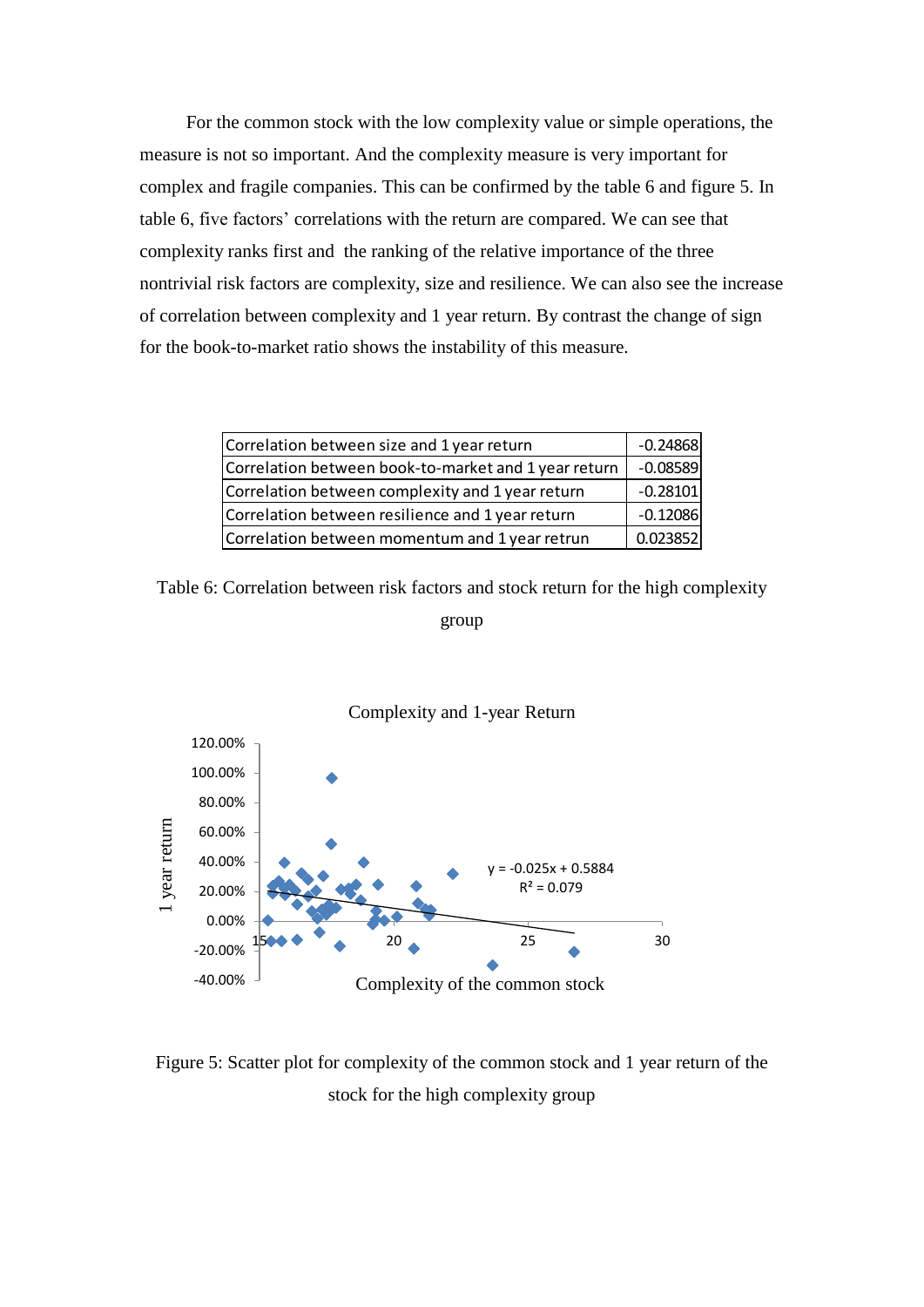For the common stock with the low complexity value or simple operations, the measure is not so important. And the complexity measure is very important for complex and fragile companies. This can be confirmed by the table 6 and figure 5. In table 6, five factors' correlations with the return are compared. We can see that complexity ranks first and the ranking of the relative importance of the three nontrivial risk factors are complexity, size and resilience. We can also see the increase of correlation between complexity and 1 year return. By contrast the change of sign for the book-to-market ratio shows the instability of this measure.

| | |
|---|---|
| Correlation between size and 1 year return | -0.24868 |
| Correlation between book-to-market and 1 year return | -0.08589 |
| Correlation between complexity and 1 year return | -0.28101 |
| Correlation between resilience and 1 year return | -0.12086 |
| Correlation between momentum and 1 year retrun | 0.023852 |

Table 6: Correlation between risk factors and stock return for the high complexity group

Figure 5: Scatter plot for complexity of the common stock and 1 year return of the stock for the high complexity group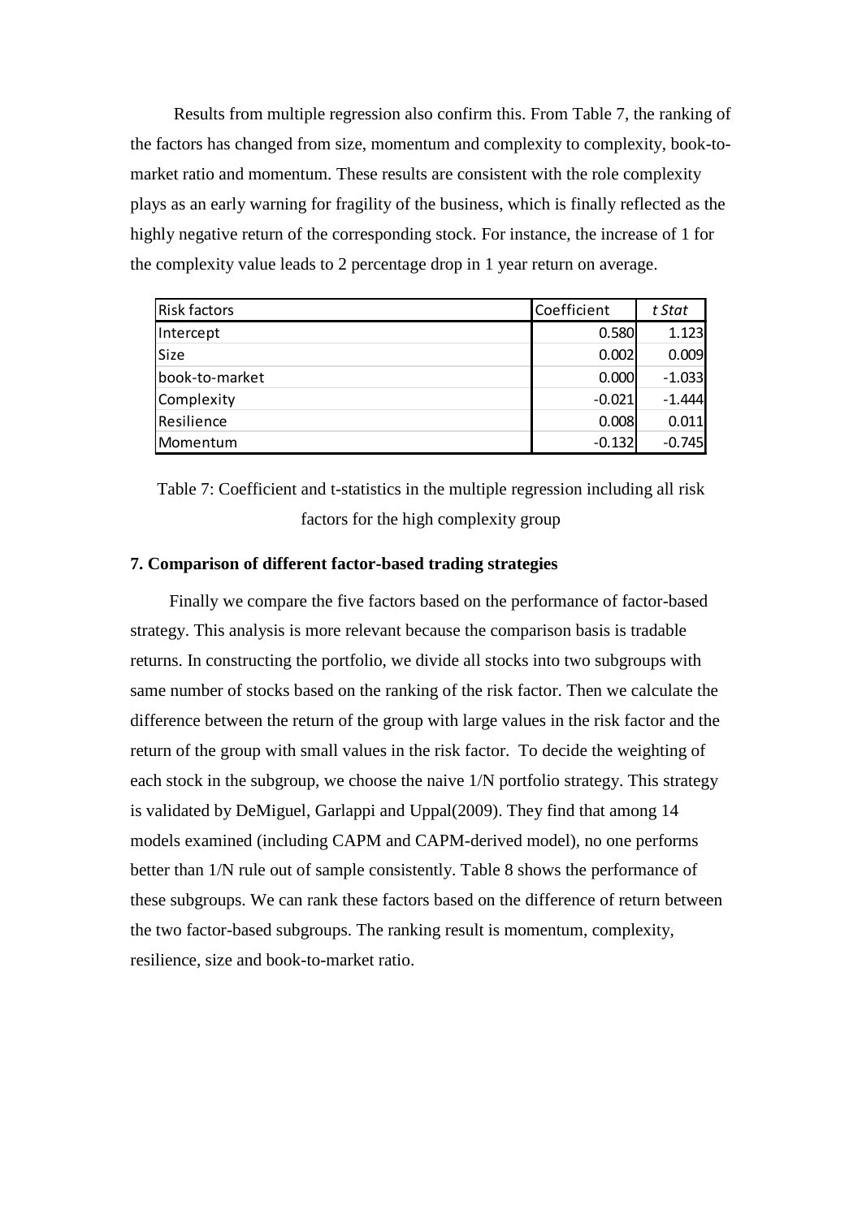Results from multiple regression also confirm this. From Table 7, the ranking of the factors has changed from size, momentum and complexity to complexity, book-to-market ratio and momentum. These results are consistent with the role complexity plays as an early warning for fragility of the business, which is finally reflected as the highly negative return of the corresponding stock. For instance, the increase of 1 for the complexity value leads to 2 percentage drop in 1 year return on average.

| Risk factors | Coefficient | *t Stat* |
|---|---|---|
| Intercept | 0.580 | 1.123 |
| Size | 0.002 | 0.009 |
| book-to-market | 0.000 | -1.033 |
| Complexity | -0.021 | -1.444 |
| Resilience | 0.008 | 0.011 |
| Momentum | -0.132 | -0.745 |

Table 7: Coefficient and t-statistics in the multiple regression including all risk factors for the high complexity group

### 7. Comparison of different factor-based trading strategies

Finally we compare the five factors based on the performance of factor-based strategy. This analysis is more relevant because the comparison basis is tradable returns. In constructing the portfolio, we divide all stocks into two subgroups with same number of stocks based on the ranking of the risk factor. Then we calculate the difference between the return of the group with large values in the risk factor and the return of the group with small values in the risk factor. To decide the weighting of each stock in the subgroup, we choose the naive 1/N portfolio strategy. This strategy is validated by DeMiguel, Garlappi and Uppal(2009). They find that among 14 models examined (including CAPM and CAPM-derived model), no one performs better than 1/N rule out of sample consistently. Table 8 shows the performance of these subgroups. We can rank these factors based on the difference of return between the two factor-based subgroups. The ranking result is momentum, complexity, resilience, size and book-to-market ratio.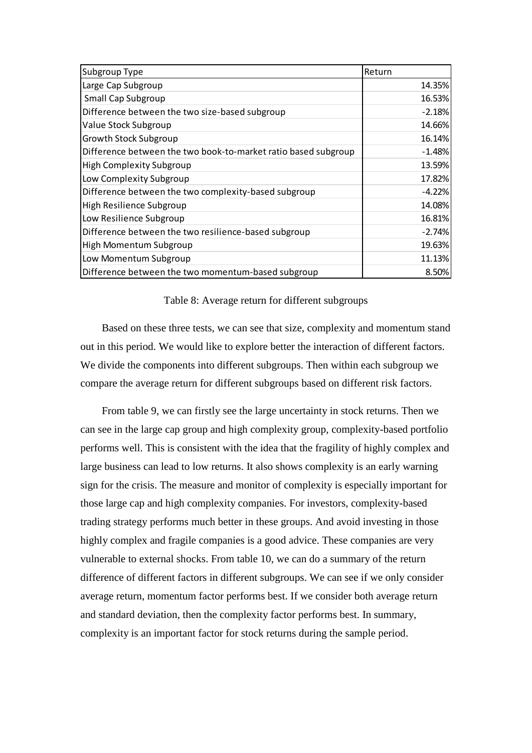| Subgroup Type | Return |
|---|---|
| Large Cap Subgroup | 14.35% |
| Small Cap Subgroup | 16.53% |
| Difference between the two size-based subgroup | -2.18% |
| Value Stock Subgroup | 14.66% |
| Growth Stock Subgroup | 16.14% |
| Difference between the two book-to-market ratio based subgroup | -1.48% |
| High Complexity Subgroup | 13.59% |
| Low Complexity Subgroup | 17.82% |
| Difference between the two complexity-based subgroup | -4.22% |
| High Resilience Subgroup | 14.08% |
| Low Resilience Subgroup | 16.81% |
| Difference between the two resilience-based subgroup | -2.74% |
| High Momentum Subgroup | 19.63% |
| Low Momentum Subgroup | 11.13% |
| Difference between the two momentum-based subgroup | 8.50% |

Table 8: Average return for different subgroups

Based on these three tests, we can see that size, complexity and momentum stand out in this period. We would like to explore better the interaction of different factors. We divide the components into different subgroups. Then within each subgroup we compare the average return for different subgroups based on different risk factors.

From table 9, we can firstly see the large uncertainty in stock returns. Then we can see in the large cap group and high complexity group, complexity-based portfolio performs well. This is consistent with the idea that the fragility of highly complex and large business can lead to low returns. It also shows complexity is an early warning sign for the crisis. The measure and monitor of complexity is especially important for those large cap and high complexity companies. For investors, complexity-based trading strategy performs much better in these groups. And avoid investing in those highly complex and fragile companies is a good advice. These companies are very vulnerable to external shocks. From table 10, we can do a summary of the return difference of different factors in different subgroups. We can see if we only consider average return, momentum factor performs best. If we consider both average return and standard deviation, then the complexity factor performs best. In summary, complexity is an important factor for stock returns during the sample period.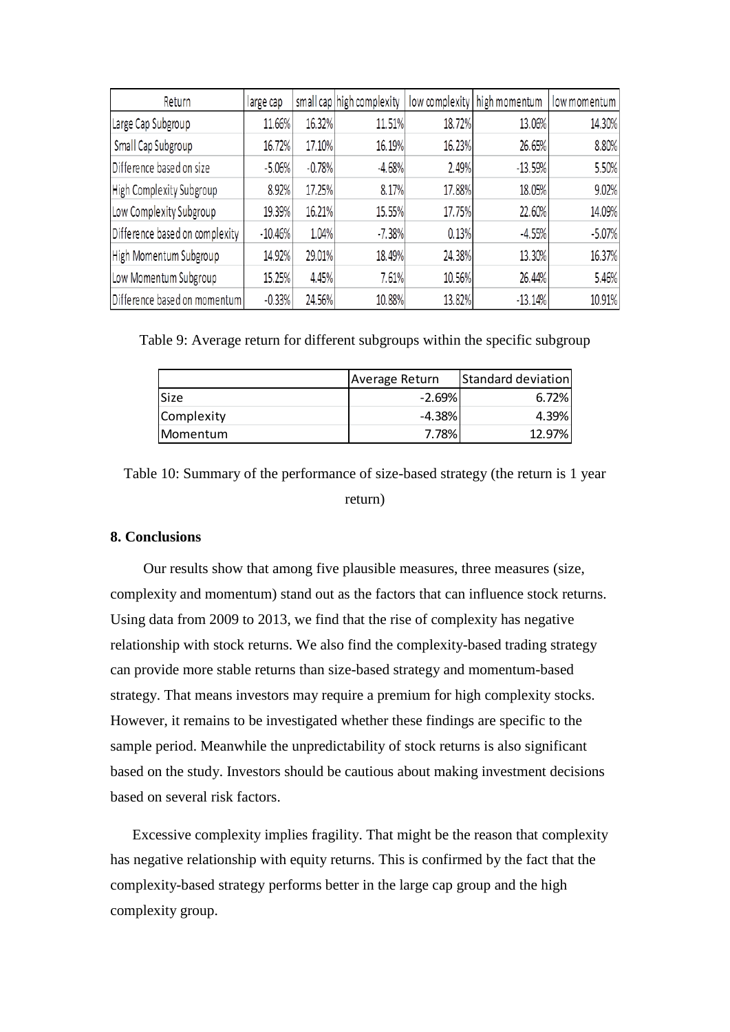| Return | large cap | small cap | high complexity | low complexity | high momentum | low momentum |
|---|---|---|---|---|---|---|
| Large Cap Subgroup | 11.66% | 16.32% | 11.51% | 18.72% | 13.06% | 14.30% |
| Small Cap Subgroup | 16.72% | 17.10% | 16.19% | 16.23% | 26.65% | 8.80% |
| Difference based on size | -5.06% | -0.78% | -4.68% | 2.49% | -13.59% | 5.50% |
| High Complexity Subgroup | 8.92% | 17.25% | 8.17% | 17.88% | 18.05% | 9.02% |
| Low Complexity Subgroup | 19.39% | 16.21% | 15.55% | 17.75% | 22.60% | 14.09% |
| Difference based on complexity | -10.46% | 1.04% | -7.38% | 0.13% | -4.55% | -5.07% |
| High Momentum Subgroup | 14.92% | 29.01% | 18.49% | 24.38% | 13.30% | 16.37% |
| Low Momentum Subgroup | 15.25% | 4.45% | 7.61% | 10.56% | 26.44% | 5.46% |
| Difference based on momentum | -0.33% | 24.56% | 10.88% | 13.82% | -13.14% | 10.91% |

Table 9: Average return for different subgroups within the specific subgroup

| | Average Return | Standard deviation |
|---|---|---|
| Size | -2.69% | 6.72% |
| Complexity | -4.38% | 4.39% |
| Momentum | 7.78% | 12.97% |

Table 10: Summary of the performance of size-based strategy (the return is 1 year return)

**8. Conclusions**

Our results show that among five plausible measures, three measures (size, complexity and momentum) stand out as the factors that can influence stock returns. Using data from 2009 to 2013, we find that the rise of complexity has negative relationship with stock returns. We also find the complexity-based trading strategy can provide more stable returns than size-based strategy and momentum-based strategy. That means investors may require a premium for high complexity stocks. However, it remains to be investigated whether these findings are specific to the sample period. Meanwhile the unpredictability of stock returns is also significant based on the study. Investors should be cautious about making investment decisions based on several risk factors.

Excessive complexity implies fragility. That might be the reason that complexity has negative relationship with equity returns. This is confirmed by the fact that the complexity-based strategy performs better in the large cap group and the high complexity group.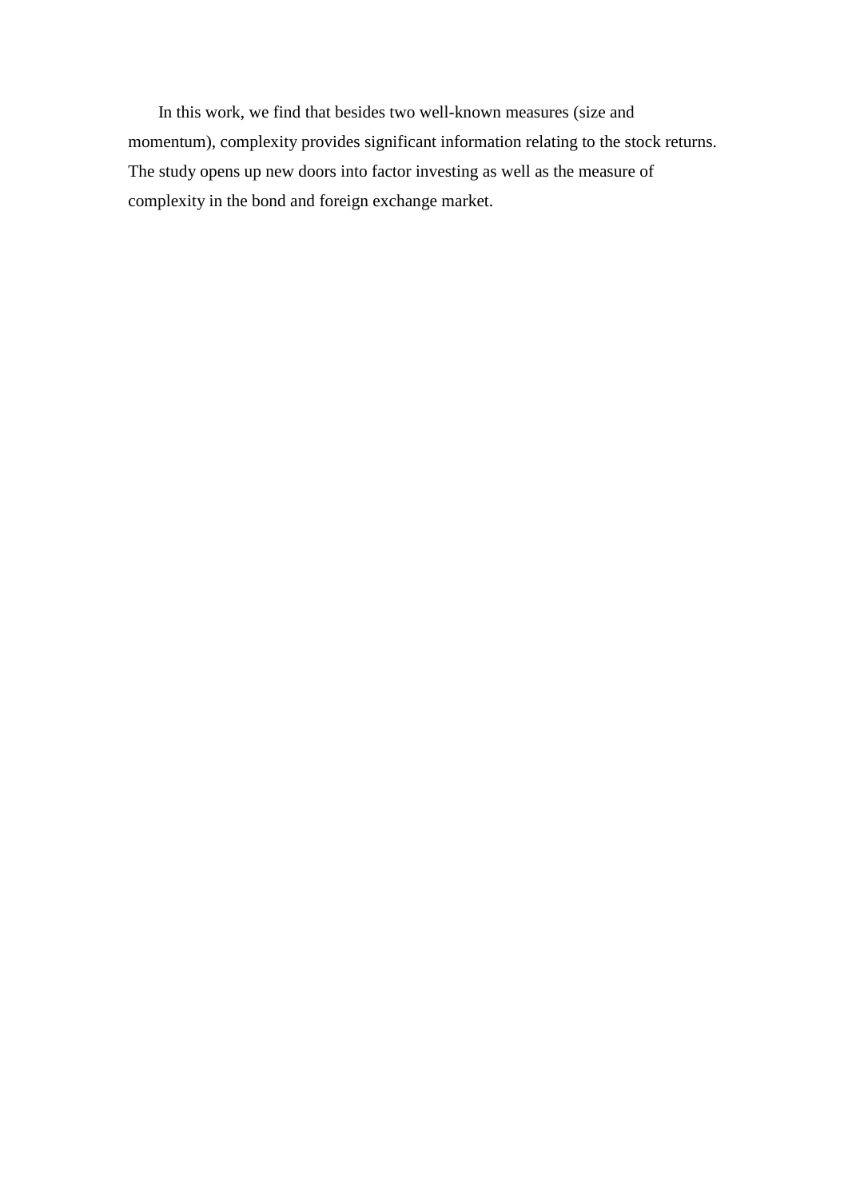In this work, we find that besides two well-known measures (size and momentum), complexity provides significant information relating to the stock returns. The study opens up new doors into factor investing as well as the measure of complexity in the bond and foreign exchange market.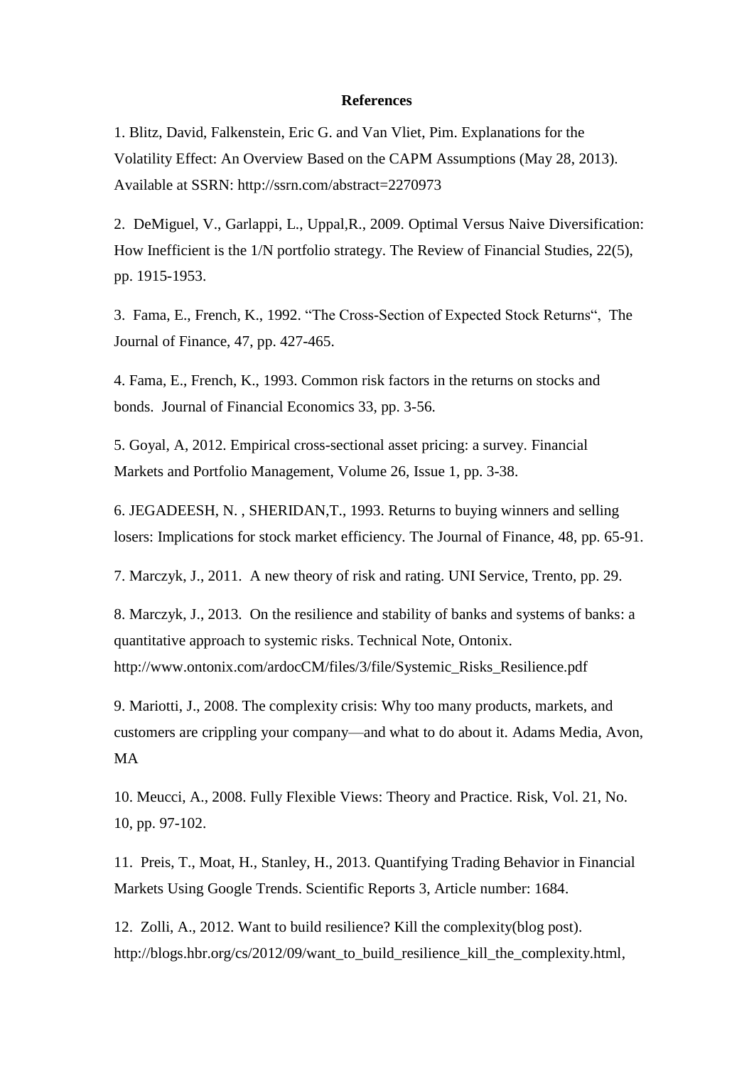**References**

1. Blitz, David, Falkenstein, Eric G. and Van Vliet, Pim. Explanations for the Volatility Effect: An Overview Based on the CAPM Assumptions (May 28, 2013). Available at SSRN: http://ssrn.com/abstract=2270973

2. DeMiguel, V., Garlappi, L., Uppal,R., 2009. Optimal Versus Naive Diversification: How Inefficient is the 1/N portfolio strategy. The Review of Financial Studies, 22(5), pp. 1915-1953.

3. Fama, E., French, K., 1992. "The Cross-Section of Expected Stock Returns", The Journal of Finance, 47, pp. 427-465.

4. Fama, E., French, K., 1993. Common risk factors in the returns on stocks and bonds. Journal of Financial Economics 33, pp. 3-56.

5. Goyal, A, 2012. Empirical cross-sectional asset pricing: a survey. Financial Markets and Portfolio Management, Volume 26, Issue 1, pp. 3-38.

6. JEGADEESH, N. , SHERIDAN,T., 1993. Returns to buying winners and selling losers: Implications for stock market efficiency. The Journal of Finance, 48, pp. 65-91.

7. Marczyk, J., 2011. A new theory of risk and rating. UNI Service, Trento, pp. 29.

8. Marczyk, J., 2013. On the resilience and stability of banks and systems of banks: a quantitative approach to systemic risks. Technical Note, Ontonix. http://www.ontonix.com/ardocCM/files/3/file/Systemic_Risks_Resilience.pdf

9. Mariotti, J., 2008. The complexity crisis: Why too many products, markets, and customers are crippling your company—and what to do about it. Adams Media, Avon, MA

10. Meucci, A., 2008. Fully Flexible Views: Theory and Practice. Risk, Vol. 21, No. 10, pp. 97-102.

11. Preis, T., Moat, H., Stanley, H., 2013. Quantifying Trading Behavior in Financial Markets Using Google Trends. Scientific Reports 3, Article number: 1684.

12. Zolli, A., 2012. Want to build resilience? Kill the complexity(blog post). http://blogs.hbr.org/cs/2012/09/want_to_build_resilience_kill_the_complexity.html,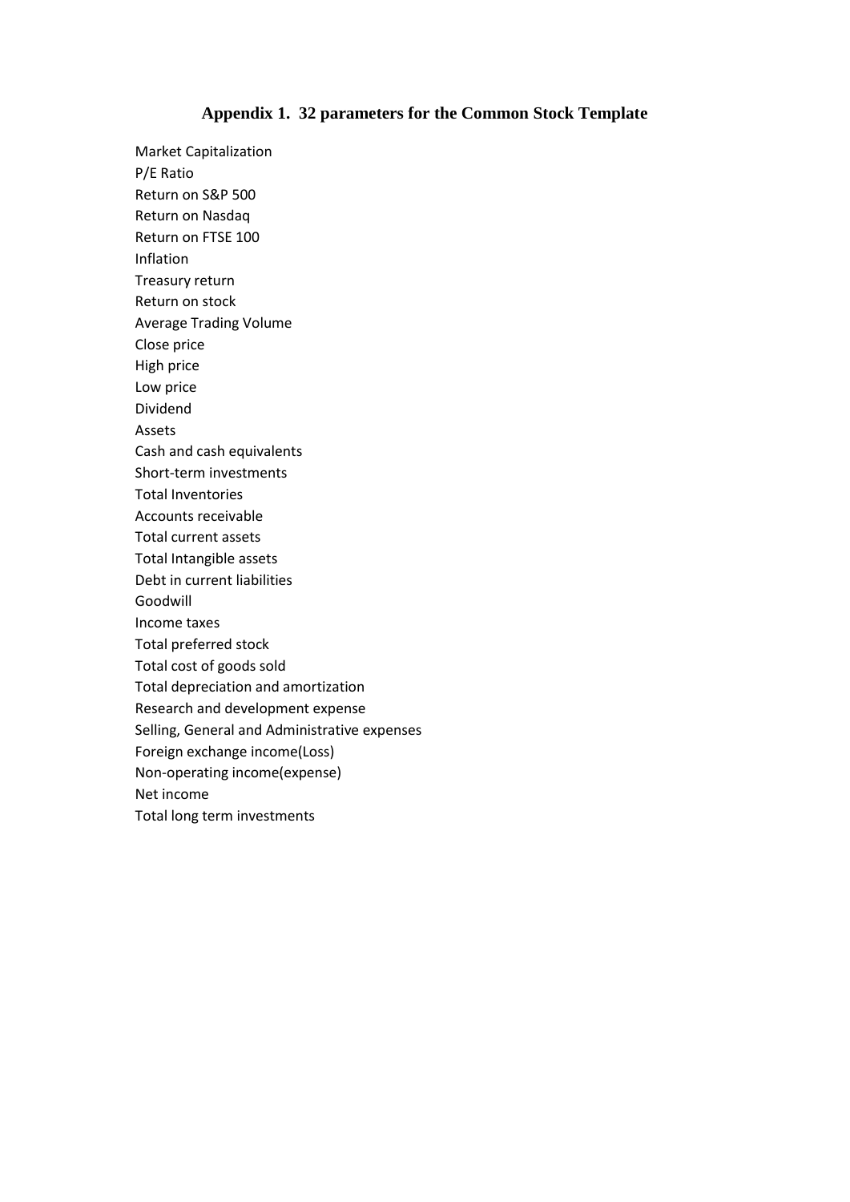## Appendix 1. 32 parameters for the Common Stock Template

Market Capitalization
P/E Ratio
Return on S&P 500
Return on Nasdaq
Return on FTSE 100
Inflation
Treasury return
Return on stock
Average Trading Volume
Close price
High price
Low price
Dividend
Assets
Cash and cash equivalents
Short-term investments
Total Inventories
Accounts receivable
Total current assets
Total Intangible assets
Debt in current liabilities
Goodwill
Income taxes
Total preferred stock
Total cost of goods sold
Total depreciation and amortization
Research and development expense
Selling, General and Administrative expenses
Foreign exchange income(Loss)
Non-operating income(expense)
Net income
Total long term investments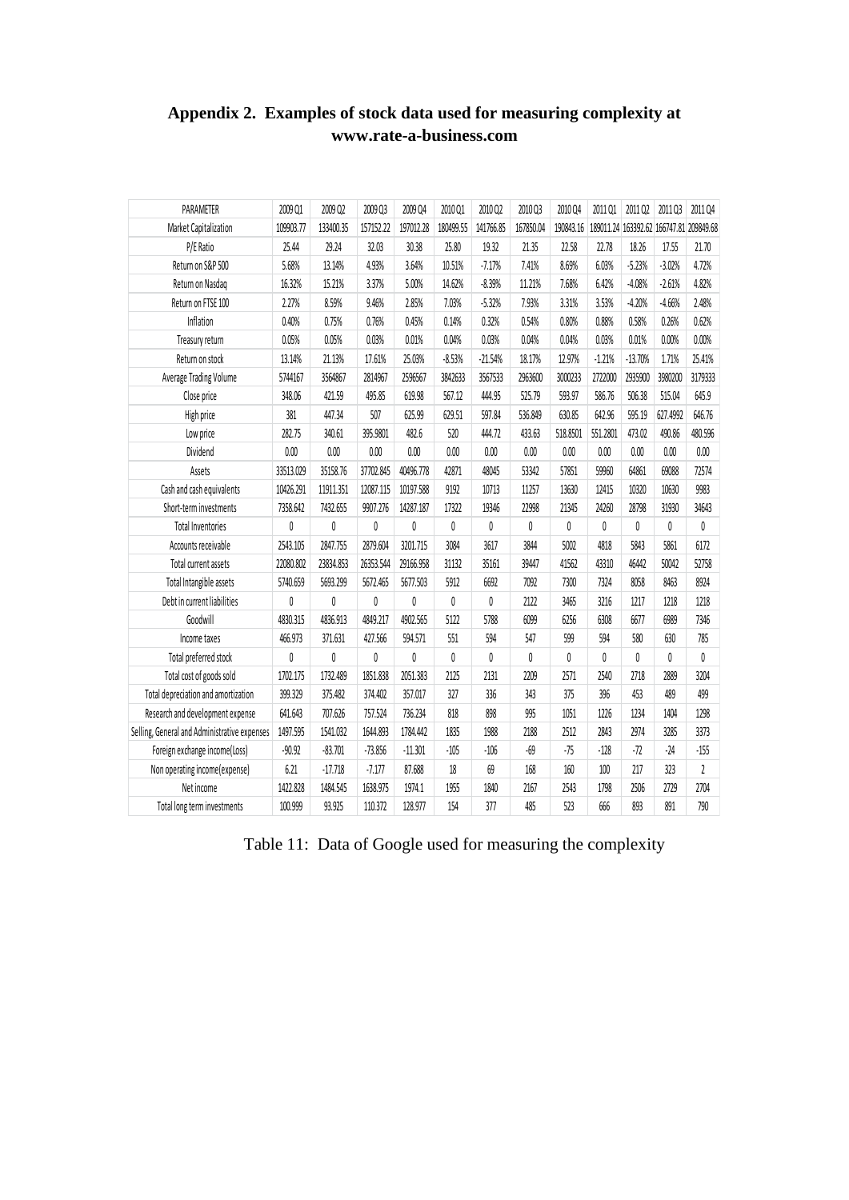## Appendix 2. Examples of stock data used for measuring complexity at www.rate-a-business.com

| PARAMETER | 2009 Q1 | 2009 Q2 | 2009 Q3 | 2009 Q4 | 2010 Q1 | 2010 Q2 | 2010 Q3 | 2010 Q4 | 2011 Q1 | 2011 Q2 | 2011 Q3 | 2011 Q4 |
|---|---|---|---|---|---|---|---|---|---|---|---|---|
| Market Capitalization | 109903.77 | 133400.35 | 157152.22 | 197012.28 | 180499.55 | 141766.85 | 167850.04 | 190843.16 | 189011.24 | 163392.62 | 166747.81 | 209849.68 |
| P/E Ratio | 25.44 | 29.24 | 32.03 | 30.38 | 25.80 | 19.32 | 21.35 | 22.58 | 22.78 | 18.26 | 17.55 | 21.70 |
| Return on S&P 500 | 5.68% | 13.14% | 4.93% | 3.64% | 10.51% | -7.17% | 7.41% | 8.69% | 6.03% | -5.23% | -3.02% | 4.72% |
| Return on Nasdaq | 16.32% | 15.21% | 3.37% | 5.00% | 14.62% | -8.39% | 11.21% | 7.68% | 6.42% | -4.08% | -2.61% | 4.82% |
| Return on FTSE 100 | 2.27% | 8.59% | 9.46% | 2.85% | 7.03% | -5.32% | 7.93% | 3.31% | 3.53% | -4.20% | -4.66% | 2.48% |
| Inflation | 0.40% | 0.75% | 0.76% | 0.45% | 0.14% | 0.32% | 0.54% | 0.80% | 0.88% | 0.58% | 0.26% | 0.62% |
| Treasury return | 0.05% | 0.05% | 0.03% | 0.01% | 0.04% | 0.03% | 0.04% | 0.04% | 0.03% | 0.01% | 0.00% | 0.00% |
| Return on stock | 13.14% | 21.13% | 17.61% | 25.03% | -8.53% | -21.54% | 18.17% | 12.97% | -1.21% | -13.70% | 1.71% | 25.41% |
| Average Trading Volume | 5744167 | 3564867 | 2814967 | 2596567 | 3842633 | 3567533 | 2963600 | 3000233 | 2722000 | 2935900 | 3980200 | 3179333 |
| Close price | 348.06 | 421.59 | 495.85 | 619.98 | 567.12 | 444.95 | 525.79 | 593.97 | 586.76 | 506.38 | 515.04 | 645.9 |
| High price | 381 | 447.34 | 507 | 625.99 | 629.51 | 597.84 | 536.849 | 630.85 | 642.96 | 595.19 | 627.4992 | 646.76 |
| Low price | 282.75 | 340.61 | 395.9801 | 482.6 | 520 | 444.72 | 433.63 | 518.8501 | 551.2801 | 473.02 | 490.86 | 480.596 |
| Dividend | 0.00 | 0.00 | 0.00 | 0.00 | 0.00 | 0.00 | 0.00 | 0.00 | 0.00 | 0.00 | 0.00 | 0.00 |
| Assets | 33513.029 | 35158.76 | 37702.845 | 40496.778 | 42871 | 48045 | 53342 | 57851 | 59960 | 64861 | 69088 | 72574 |
| Cash and cash equivalents | 10426.291 | 11911.351 | 12087.115 | 10197.588 | 9192 | 10713 | 11257 | 13630 | 12415 | 10320 | 10630 | 9983 |
| Short-term investments | 7358.642 | 7432.655 | 9907.276 | 14287.187 | 17322 | 19346 | 22998 | 21345 | 24260 | 28798 | 31930 | 34643 |
| Total Inventories | 0 | 0 | 0 | 0 | 0 | 0 | 0 | 0 | 0 | 0 | 0 | 0 |
| Accounts receivable | 2543.105 | 2847.755 | 2879.604 | 3201.715 | 3084 | 3617 | 3844 | 5002 | 4818 | 5843 | 5861 | 6172 |
| Total current assets | 22080.802 | 23834.853 | 26353.544 | 29166.958 | 31132 | 35161 | 39447 | 41562 | 43310 | 46442 | 50042 | 52758 |
| Total Intangible assets | 5740.659 | 5693.299 | 5672.465 | 5677.503 | 5912 | 6692 | 7092 | 7300 | 7324 | 8058 | 8463 | 8924 |
| Debt in current liabilities | 0 | 0 | 0 | 0 | 0 | 0 | 2122 | 3465 | 3216 | 1217 | 1218 | 1218 |
| Goodwill | 4830.315 | 4836.913 | 4849.217 | 4902.565 | 5122 | 5788 | 6099 | 6256 | 6308 | 6677 | 6989 | 7346 |
| Income taxes | 466.973 | 371.631 | 427.566 | 594.571 | 551 | 594 | 547 | 599 | 594 | 580 | 630 | 785 |
| Total preferred stock | 0 | 0 | 0 | 0 | 0 | 0 | 0 | 0 | 0 | 0 | 0 | 0 |
| Total cost of goods sold | 1702.175 | 1732.489 | 1851.838 | 2051.383 | 2125 | 2131 | 2209 | 2571 | 2540 | 2718 | 2889 | 3204 |
| Total depreciation and amortization | 399.329 | 375.482 | 374.402 | 357.017 | 327 | 336 | 343 | 375 | 396 | 453 | 489 | 499 |
| Research and development expense | 641.643 | 707.626 | 757.524 | 736.234 | 818 | 898 | 995 | 1051 | 1226 | 1234 | 1404 | 1298 |
| Selling, General and Administrative expenses | 1497.595 | 1541.032 | 1644.893 | 1784.442 | 1835 | 1988 | 2188 | 2512 | 2843 | 2974 | 3285 | 3373 |
| Foreign exchange income(Loss) | -90.92 | -83.701 | -73.856 | -11.301 | -105 | -106 | -69 | -75 | -128 | -72 | -24 | -155 |
| Non operating income(expense) | 6.21 | -17.718 | -7.177 | 87.688 | 18 | 69 | 168 | 160 | 100 | 217 | 323 | 2 |
| Net income | 1422.828 | 1484.545 | 1638.975 | 1974.1 | 1955 | 1840 | 2167 | 2543 | 1798 | 2506 | 2729 | 2704 |
| Total long term investments | 100.999 | 93.925 | 110.372 | 128.977 | 154 | 377 | 485 | 523 | 666 | 893 | 891 | 790 |

Table 11: Data of Google used for measuring the complexity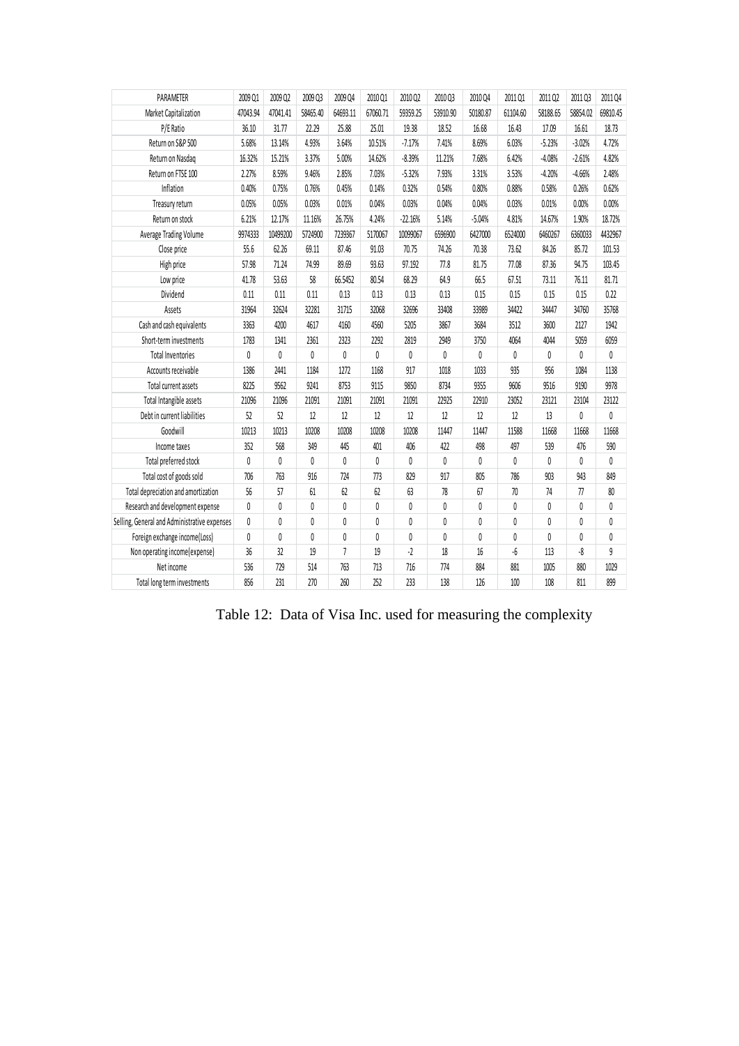| PARAMETER | 2009 Q1 | 2009 Q2 | 2009 Q3 | 2009 Q4 | 2010 Q1 | 2010 Q2 | 2010 Q3 | 2010 Q4 | 2011 Q1 | 2011 Q2 | 2011 Q3 | 2011 Q4 |
|---|---|---|---|---|---|---|---|---|---|---|---|---|
| Market Capitalization | 47043.94 | 47041.41 | 58465.40 | 64693.11 | 67060.71 | 59359.25 | 53910.90 | 50180.87 | 61104.60 | 58188.65 | 58854.02 | 69810.45 |
| P/E Ratio | 36.10 | 31.77 | 22.29 | 25.88 | 25.01 | 19.38 | 18.52 | 16.68 | 16.43 | 17.09 | 16.61 | 18.73 |
| Return on S&P 500 | 5.68% | 13.14% | 4.93% | 3.64% | 10.51% | -7.17% | 7.41% | 8.69% | 6.03% | -5.23% | -3.02% | 4.72% |
| Return on Nasdaq | 16.32% | 15.21% | 3.37% | 5.00% | 14.62% | -8.39% | 11.21% | 7.68% | 6.42% | -4.08% | -2.61% | 4.82% |
| Return on FTSE 100 | 2.27% | 8.59% | 9.46% | 2.85% | 7.03% | -5.32% | 7.93% | 3.31% | 3.53% | -4.20% | -4.66% | 2.48% |
| Inflation | 0.40% | 0.75% | 0.76% | 0.45% | 0.14% | 0.32% | 0.54% | 0.80% | 0.88% | 0.58% | 0.26% | 0.62% |
| Treasury return | 0.05% | 0.05% | 0.03% | 0.01% | 0.04% | 0.03% | 0.04% | 0.04% | 0.03% | 0.01% | 0.00% | 0.00% |
| Return on stock | 6.21% | 12.17% | 11.16% | 26.75% | 4.24% | -22.16% | 5.14% | -5.04% | 4.81% | 14.67% | 1.90% | 18.72% |
| Average Trading Volume | 9974333 | 10499200 | 5724900 | 7239367 | 5170067 | 10099067 | 6596900 | 6427000 | 6524000 | 6460267 | 6360033 | 4432967 |
| Close price | 55.6 | 62.26 | 69.11 | 87.46 | 91.03 | 70.75 | 74.26 | 70.38 | 73.62 | 84.26 | 85.72 | 101.53 |
| High price | 57.98 | 71.24 | 74.99 | 89.69 | 93.63 | 97.192 | 77.8 | 81.75 | 77.08 | 87.36 | 94.75 | 103.45 |
| Low price | 41.78 | 53.63 | 58 | 66.5452 | 80.54 | 68.29 | 64.9 | 66.5 | 67.51 | 73.11 | 76.11 | 81.71 |
| Dividend | 0.11 | 0.11 | 0.11 | 0.13 | 0.13 | 0.13 | 0.13 | 0.15 | 0.15 | 0.15 | 0.15 | 0.22 |
| Assets | 31964 | 32624 | 32281 | 31715 | 32068 | 32696 | 33408 | 33989 | 34422 | 34447 | 34760 | 35768 |
| Cash and cash equivalents | 3363 | 4200 | 4617 | 4160 | 4560 | 5205 | 3867 | 3684 | 3512 | 3600 | 2127 | 1942 |
| Short-term investments | 1783 | 1341 | 2361 | 2323 | 2292 | 2819 | 2949 | 3750 | 4064 | 4044 | 5059 | 6059 |
| Total Inventories | 0 | 0 | 0 | 0 | 0 | 0 | 0 | 0 | 0 | 0 | 0 | 0 |
| Accounts receivable | 1386 | 2441 | 1184 | 1272 | 1168 | 917 | 1018 | 1033 | 935 | 956 | 1084 | 1138 |
| Total current assets | 8225 | 9562 | 9241 | 8753 | 9115 | 9850 | 8734 | 9355 | 9606 | 9516 | 9190 | 9978 |
| Total Intangible assets | 21096 | 21096 | 21091 | 21091 | 21091 | 21091 | 22925 | 22910 | 23052 | 23121 | 23104 | 23122 |
| Debt in current liabilities | 52 | 52 | 12 | 12 | 12 | 12 | 12 | 12 | 12 | 13 | 0 | 0 |
| Goodwill | 10213 | 10213 | 10208 | 10208 | 10208 | 10208 | 11447 | 11447 | 11588 | 11668 | 11668 | 11668 |
| Income taxes | 352 | 568 | 349 | 445 | 401 | 406 | 422 | 498 | 497 | 539 | 476 | 590 |
| Total preferred stock | 0 | 0 | 0 | 0 | 0 | 0 | 0 | 0 | 0 | 0 | 0 | 0 |
| Total cost of goods sold | 706 | 763 | 916 | 724 | 773 | 829 | 917 | 805 | 786 | 903 | 943 | 849 |
| Total depreciation and amortization | 56 | 57 | 61 | 62 | 62 | 63 | 78 | 67 | 70 | 74 | 77 | 80 |
| Research and development expense | 0 | 0 | 0 | 0 | 0 | 0 | 0 | 0 | 0 | 0 | 0 | 0 |
| Selling, General and Administrative expenses | 0 | 0 | 0 | 0 | 0 | 0 | 0 | 0 | 0 | 0 | 0 | 0 |
| Foreign exchange income(Loss) | 0 | 0 | 0 | 0 | 0 | 0 | 0 | 0 | 0 | 0 | 0 | 0 |
| Non operating income(expense) | 36 | 32 | 19 | 7 | 19 | -2 | 18 | 16 | -6 | 113 | -8 | 9 |
| Net income | 536 | 729 | 514 | 763 | 713 | 716 | 774 | 884 | 881 | 1005 | 880 | 1029 |
| Total long term investments | 856 | 231 | 270 | 260 | 252 | 233 | 138 | 126 | 100 | 108 | 811 | 899 |

Table 12: Data of Visa Inc. used for measuring the complexity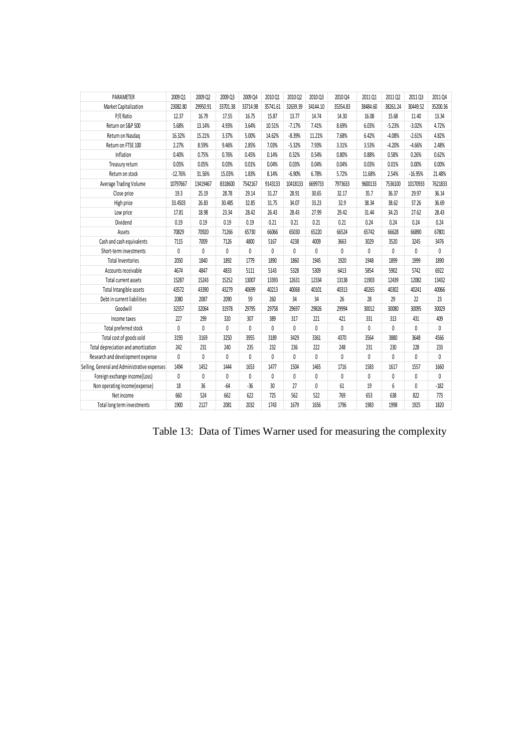| PARAMETER | 2009 Q1 | 2009 Q2 | 2009 Q3 | 2009 Q4 | 2010 Q1 | 2010 Q2 | 2010 Q3 | 2010 Q4 | 2011 Q1 | 2011 Q2 | 2011 Q3 | 2011 Q4 |
|---|---|---|---|---|---|---|---|---|---|---|---|---|
| Market Capitalization | 23082.80 | 29950.91 | 33701.38 | 33714.98 | 35741.61 | 32639.39 | 34144.10 | 35354.83 | 38484.60 | 38261.24 | 30449.52 | 35200.36 |
| P/E Ratio | 12.37 | 16.79 | 17.55 | 16.75 | 15.87 | 13.77 | 14.74 | 14.30 | 16.08 | 15.68 | 11.40 | 13.34 |
| Return on S&P 500 | 5.68% | 13.14% | 4.93% | 3.64% | 10.51% | -7.17% | 7.41% | 8.69% | 6.03% | -5.23% | -3.02% | 4.72% |
| Return on Nasdaq | 16.32% | 15.21% | 3.37% | 5.00% | 14.62% | -8.39% | 11.21% | 7.68% | 6.42% | -4.08% | -2.61% | 4.82% |
| Return on FTSE 100 | 2.27% | 8.59% | 9.46% | 2.85% | 7.03% | -5.32% | 7.93% | 3.31% | 3.53% | -4.20% | -4.66% | 2.48% |
| Inflation | 0.40% | 0.75% | 0.76% | 0.45% | 0.14% | 0.32% | 0.54% | 0.80% | 0.88% | 0.58% | 0.26% | 0.62% |
| Treasury return | 0.05% | 0.05% | 0.03% | 0.01% | 0.04% | 0.03% | 0.04% | 0.04% | 0.03% | 0.01% | 0.00% | 0.00% |
| Return on stock | -12.76% | 31.56% | 15.03% | 1.83% | 8.14% | -6.90% | 6.78% | 5.72% | 11.68% | 2.54% | -16.95% | 21.48% |
| Average Trading Volume | 10797667 | 13419467 | 8318600 | 7542167 | 9143133 | 10418133 | 6699733 | 7973633 | 9600133 | 7536100 | 10170933 | 7621833 |
| Close price | 19.3 | 25.19 | 28.78 | 29.14 | 31.27 | 28.91 | 30.65 | 32.17 | 35.7 | 36.37 | 29.97 | 36.14 |
| High price | 33.4503 | 26.83 | 30.485 | 32.85 | 31.75 | 34.07 | 33.23 | 32.9 | 38.34 | 38.62 | 37.26 | 36.69 |
| Low price | 17.81 | 18.98 | 23.34 | 28.42 | 26.43 | 28.43 | 27.99 | 29.42 | 31.44 | 34.23 | 27.62 | 28.43 |
| Dividend | 0.19 | 0.19 | 0.19 | 0.19 | 0.21 | 0.21 | 0.21 | 0.21 | 0.24 | 0.24 | 0.24 | 0.24 |
| Assets | 70829 | 70920 | 71266 | 65730 | 66066 | 65030 | 65220 | 66524 | 65742 | 66628 | 66890 | 67801 |
| Cash and cash equivalents | 7115 | 7009 | 7126 | 4800 | 5167 | 4238 | 4009 | 3663 | 3029 | 3520 | 3245 | 3476 |
| Short-term investments | 0 | 0 | 0 | 0 | 0 | 0 | 0 | 0 | 0 | 0 | 0 | 0 |
| Total Inventories | 2050 | 1840 | 1892 | 1779 | 1890 | 1860 | 1945 | 1920 | 1948 | 1899 | 1999 | 1890 |
| Accounts receivable | 4674 | 4847 | 4833 | 5111 | 5143 | 5328 | 5309 | 6413 | 5854 | 5902 | 5742 | 6922 |
| Total current assets | 15287 | 15243 | 15252 | 13007 | 13393 | 12631 | 12334 | 13138 | 11903 | 12439 | 12082 | 13432 |
| Total Intangible assets | 43572 | 43390 | 43279 | 40699 | 40213 | 40068 | 40101 | 40313 | 40265 | 40302 | 40241 | 40066 |
| Debt in current liabilities | 2080 | 2087 | 2090 | 59 | 260 | 34 | 34 | 26 | 28 | 29 | 22 | 23 |
| Goodwill | 32357 | 32064 | 31978 | 29795 | 29758 | 29697 | 29826 | 29994 | 30012 | 30080 | 30095 | 30029 |
| Income taxes | 227 | 299 | 320 | 307 | 389 | 317 | 221 | 421 | 331 | 313 | 431 | 409 |
| Total preferred stock | 0 | 0 | 0 | 0 | 0 | 0 | 0 | 0 | 0 | 0 | 0 | 0 |
| Total cost of goods sold | 3193 | 3169 | 3250 | 3955 | 3189 | 3429 | 3361 | 4370 | 3564 | 3880 | 3648 | 4566 |
| Total depreciation and amortization | 242 | 231 | 240 | 235 | 232 | 236 | 222 | 248 | 231 | 230 | 228 | 233 |
| Research and development expense | 0 | 0 | 0 | 0 | 0 | 0 | 0 | 0 | 0 | 0 | 0 | 0 |
| Selling, General and Administrative expenses | 1494 | 1452 | 1444 | 1653 | 1477 | 1504 | 1465 | 1716 | 1583 | 1617 | 1557 | 1660 |
| Foreign exchange income(Loss) | 0 | 0 | 0 | 0 | 0 | 0 | 0 | 0 | 0 | 0 | 0 | 0 |
| Non operating income(expense) | 18 | 36 | -64 | -36 | 30 | 27 | 0 | 61 | 19 | 6 | 0 | -182 |
| Net income | 660 | 524 | 662 | 622 | 725 | 562 | 522 | 769 | 653 | 638 | 822 | 773 |
| Total long term investments | 1900 | 2127 | 2081 | 2032 | 1743 | 1679 | 1656 | 1796 | 1983 | 1998 | 1925 | 1820 |

Table 13: Data of Times Warner used for measuring the complexity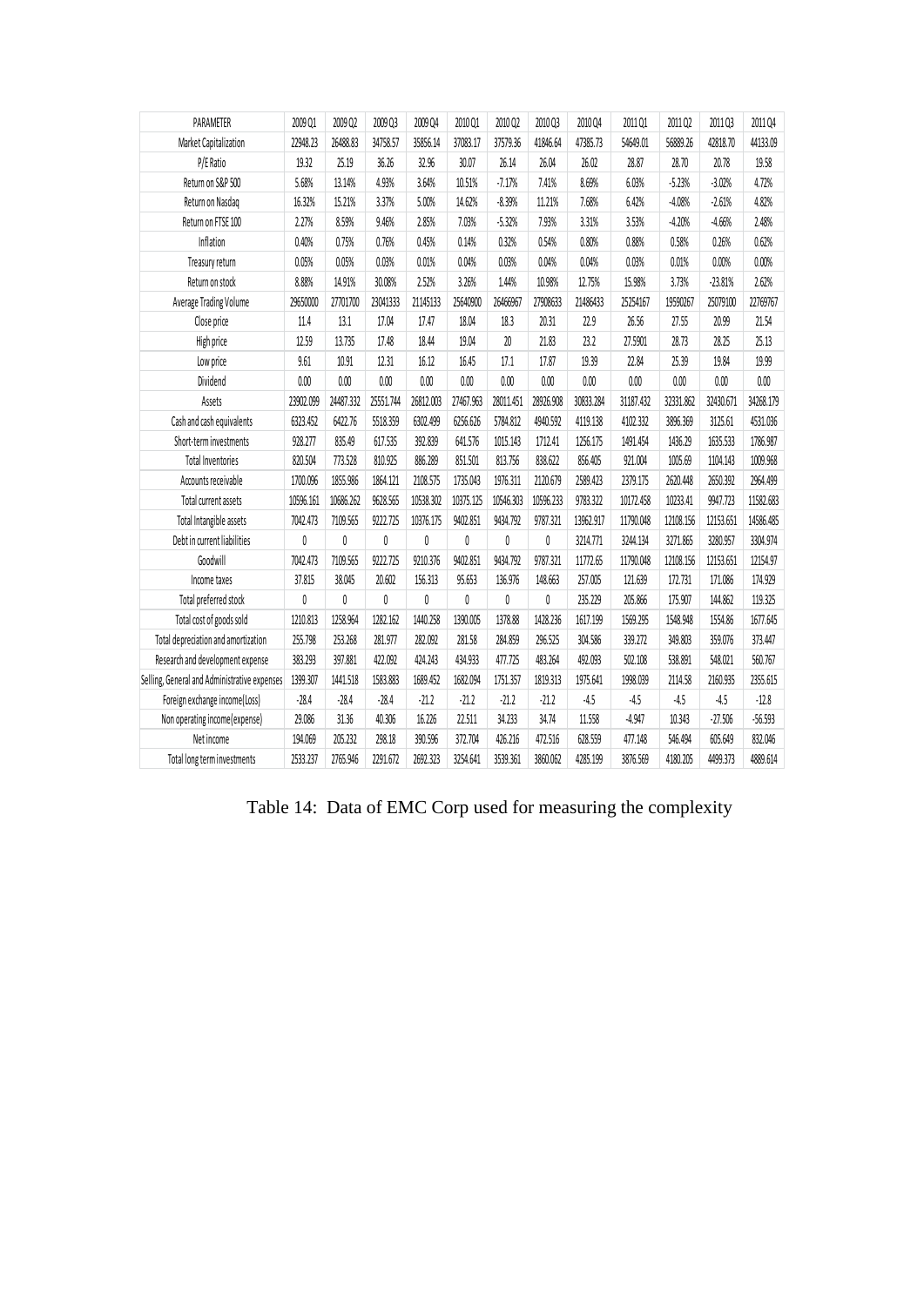| PARAMETER | 2009 Q1 | 2009 Q2 | 2009 Q3 | 2009 Q4 | 2010 Q1 | 2010 Q2 | 2010 Q3 | 2010 Q4 | 2011 Q1 | 2011 Q2 | 2011 Q3 | 2011 Q4 |
|---|---|---|---|---|---|---|---|---|---|---|---|---|
| Market Capitalization | 22948.23 | 26488.83 | 34758.57 | 35856.14 | 37083.17 | 37579.36 | 41846.64 | 47385.73 | 54649.01 | 56889.26 | 42818.70 | 44133.09 |
| P/E Ratio | 19.32 | 25.19 | 36.26 | 32.96 | 30.07 | 26.14 | 26.04 | 26.02 | 28.87 | 28.70 | 20.78 | 19.58 |
| Return on S&P 500 | 5.68% | 13.14% | 4.93% | 3.64% | 10.51% | -7.17% | 7.41% | 8.69% | 6.03% | -5.23% | -3.02% | 4.72% |
| Return on Nasdaq | 16.32% | 15.21% | 3.37% | 5.00% | 14.62% | -8.39% | 11.21% | 7.68% | 6.42% | -4.08% | -2.61% | 4.82% |
| Return on FTSE 100 | 2.27% | 8.59% | 9.46% | 2.85% | 7.03% | -5.32% | 7.93% | 3.31% | 3.53% | -4.20% | -4.66% | 2.48% |
| Inflation | 0.40% | 0.75% | 0.76% | 0.45% | 0.14% | 0.32% | 0.54% | 0.80% | 0.88% | 0.58% | 0.26% | 0.62% |
| Treasury return | 0.05% | 0.05% | 0.03% | 0.01% | 0.04% | 0.03% | 0.04% | 0.04% | 0.03% | 0.01% | 0.00% | 0.00% |
| Return on stock | 8.88% | 14.91% | 30.08% | 2.52% | 3.26% | 1.44% | 10.98% | 12.75% | 15.98% | 3.73% | -23.81% | 2.62% |
| Average Trading Volume | 29650000 | 27701700 | 23041333 | 21145133 | 25640900 | 26466967 | 27908633 | 21486433 | 25254167 | 19590267 | 25079100 | 22769767 |
| Close price | 11.4 | 13.1 | 17.04 | 17.47 | 18.04 | 18.3 | 20.31 | 22.9 | 26.56 | 27.55 | 20.99 | 21.54 |
| High price | 12.59 | 13.735 | 17.48 | 18.44 | 19.04 | 20 | 21.83 | 23.2 | 27.5901 | 28.73 | 28.25 | 25.13 |
| Low price | 9.61 | 10.91 | 12.31 | 16.12 | 16.45 | 17.1 | 17.87 | 19.39 | 22.84 | 25.39 | 19.84 | 19.99 |
| Dividend | 0.00 | 0.00 | 0.00 | 0.00 | 0.00 | 0.00 | 0.00 | 0.00 | 0.00 | 0.00 | 0.00 | 0.00 |
| Assets | 23902.099 | 24487.332 | 25551.744 | 26812.003 | 27467.963 | 28011.451 | 28926.908 | 30833.284 | 31187.432 | 32331.862 | 32430.671 | 34268.179 |
| Cash and cash equivalents | 6323.452 | 6422.76 | 5518.359 | 6302.499 | 6256.626 | 5784.812 | 4940.592 | 4119.138 | 4102.332 | 3896.369 | 3125.61 | 4531.036 |
| Short-term investments | 928.277 | 835.49 | 617.535 | 392.839 | 641.576 | 1015.143 | 1712.41 | 1256.175 | 1491.454 | 1436.29 | 1635.533 | 1786.987 |
| Total Inventories | 820.504 | 773.528 | 810.925 | 886.289 | 851.501 | 813.756 | 838.622 | 856.405 | 921.004 | 1005.69 | 1104.143 | 1009.968 |
| Accounts receivable | 1700.096 | 1855.986 | 1864.121 | 2108.575 | 1735.043 | 1976.311 | 2120.679 | 2589.423 | 2379.175 | 2620.448 | 2650.392 | 2964.499 |
| Total current assets | 10596.161 | 10686.262 | 9628.565 | 10538.302 | 10375.125 | 10546.303 | 10596.233 | 9783.322 | 10172.458 | 10233.41 | 9947.723 | 11582.683 |
| Total Intangible assets | 7042.473 | 7109.565 | 9222.725 | 10376.175 | 9402.851 | 9434.792 | 9787.321 | 13962.917 | 11790.048 | 12108.156 | 12153.651 | 14586.485 |
| Debt in current liabilities | 0 | 0 | 0 | 0 | 0 | 0 | 0 | 3214.771 | 3244.134 | 3271.865 | 3280.957 | 3304.974 |
| Goodwill | 7042.473 | 7109.565 | 9222.725 | 9210.376 | 9402.851 | 9434.792 | 9787.321 | 11772.65 | 11790.048 | 12108.156 | 12153.651 | 12154.97 |
| Income taxes | 37.815 | 38.045 | 20.602 | 156.313 | 95.653 | 136.976 | 148.663 | 257.005 | 121.639 | 172.731 | 171.086 | 174.929 |
| Total preferred stock | 0 | 0 | 0 | 0 | 0 | 0 | 0 | 235.229 | 205.866 | 175.907 | 144.862 | 119.325 |
| Total cost of goods sold | 1210.813 | 1258.964 | 1282.162 | 1440.258 | 1390.005 | 1378.88 | 1428.236 | 1617.199 | 1569.295 | 1548.948 | 1554.86 | 1677.645 |
| Total depreciation and amortization | 255.798 | 253.268 | 281.977 | 282.092 | 281.58 | 284.859 | 296.525 | 304.586 | 339.272 | 349.803 | 359.076 | 373.447 |
| Research and development expense | 383.293 | 397.881 | 422.092 | 424.243 | 434.933 | 477.725 | 483.264 | 492.093 | 502.108 | 538.891 | 548.021 | 560.767 |
| Selling, General and Administrative expenses | 1399.307 | 1441.518 | 1583.883 | 1689.452 | 1682.094 | 1751.357 | 1819.313 | 1975.641 | 1998.039 | 2114.58 | 2160.935 | 2355.615 |
| Foreign exchange income(Loss) | -28.4 | -28.4 | -28.4 | -21.2 | -21.2 | -21.2 | -21.2 | -4.5 | -4.5 | -4.5 | -4.5 | -12.8 |
| Non operating income(expense) | 29.086 | 31.36 | 40.306 | 16.226 | 22.511 | 34.233 | 34.74 | 11.558 | -4.947 | 10.343 | -27.506 | -56.593 |
| Net income | 194.069 | 205.232 | 298.18 | 390.596 | 372.704 | 426.216 | 472.516 | 628.559 | 477.148 | 546.494 | 605.649 | 832.046 |
| Total long term investments | 2533.237 | 2765.946 | 2291.672 | 2692.323 | 3254.641 | 3539.361 | 3860.062 | 4285.199 | 3876.569 | 4180.205 | 4499.373 | 4889.614 |

Table 14: Data of EMC Corp used for measuring the complexity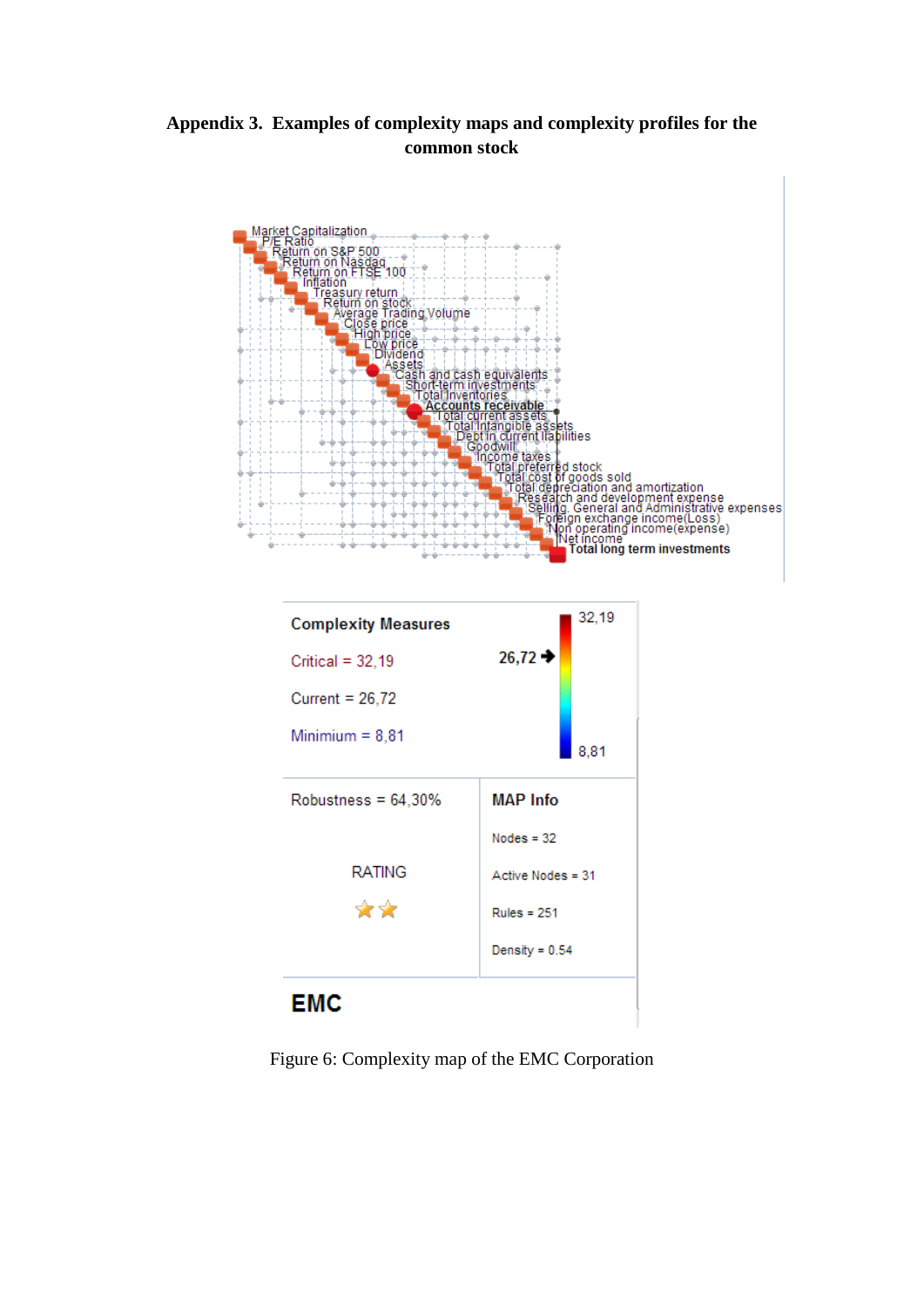**Appendix 3. Examples of complexity maps and complexity profiles for the common stock**

Market Capitalization
P/E Ratio
Return on S&P 500
Return on Nasdaq
Return on FTSE 100
Inflation
Treasury return
Return on stock
Average Trading Volume
Close price
High price
Low price
Dividend
Assets
Cash and cash equivalents
Short-term investments
Total Inventories
Accounts receivable
Total current assets
Total Intangible assets
Debt in current liabilities
Goodwill
Income taxes
Total preferred stock
Total cost of goods sold
Total depreciation and amortization
Research and development expense
Selling, General and Administrative expenses
Foreign exchange income(Loss)
Non operating income(expense)
Net income
Total long term investments

**Complexity Measures**

Critical = 32,19

Current = 26,72

Minimum = 8,81

32,19

26,72

8,81

Robustness = 64,30%

RATING

**MAP Info**

Nodes = 32

Active Nodes = 31

Rules = 251

Density = 0.54

**EMC**

Figure 6: Complexity map of the EMC Corporation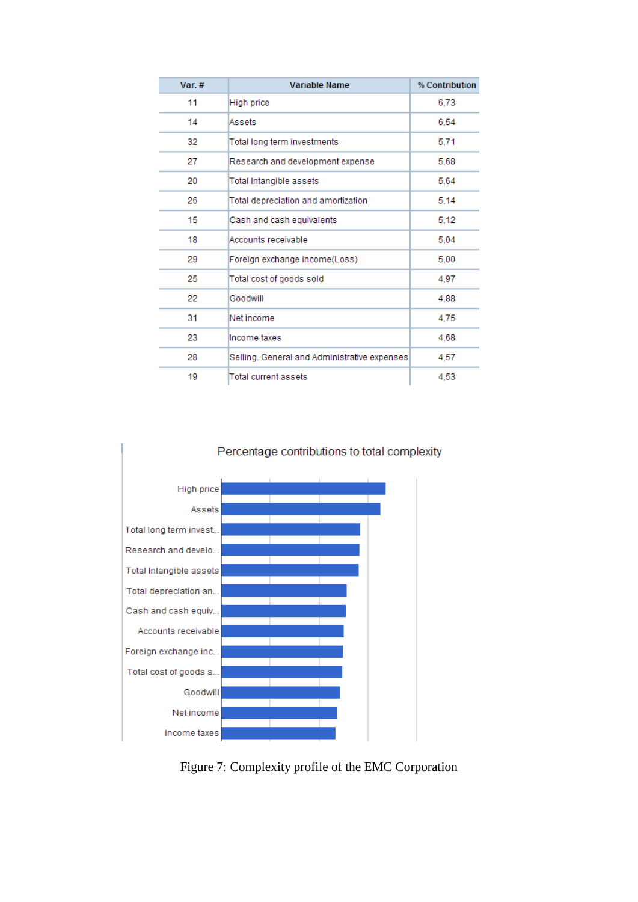| Var. # | Variable Name | % Contribution |
|---|---|---|
| 11 | High price | 6,73 |
| 14 | Assets | 6,54 |
| 32 | Total long term investments | 5,71 |
| 27 | Research and development expense | 5,68 |
| 20 | Total Intangible assets | 5,64 |
| 26 | Total depreciation and amortization | 5,14 |
| 15 | Cash and cash equivalents | 5,12 |
| 18 | Accounts receivable | 5,04 |
| 29 | Foreign exchange income(Loss) | 5,00 |
| 25 | Total cost of goods sold | 4,97 |
| 22 | Goodwill | 4,88 |
| 31 | Net income | 4,75 |
| 23 | Income taxes | 4,68 |
| 28 | Selling. General and Administrative expenses | 4,57 |
| 19 | Total current assets | 4,53 |

Percentage contributions to total complexity

Figure 7: Complexity profile of the EMC Corporation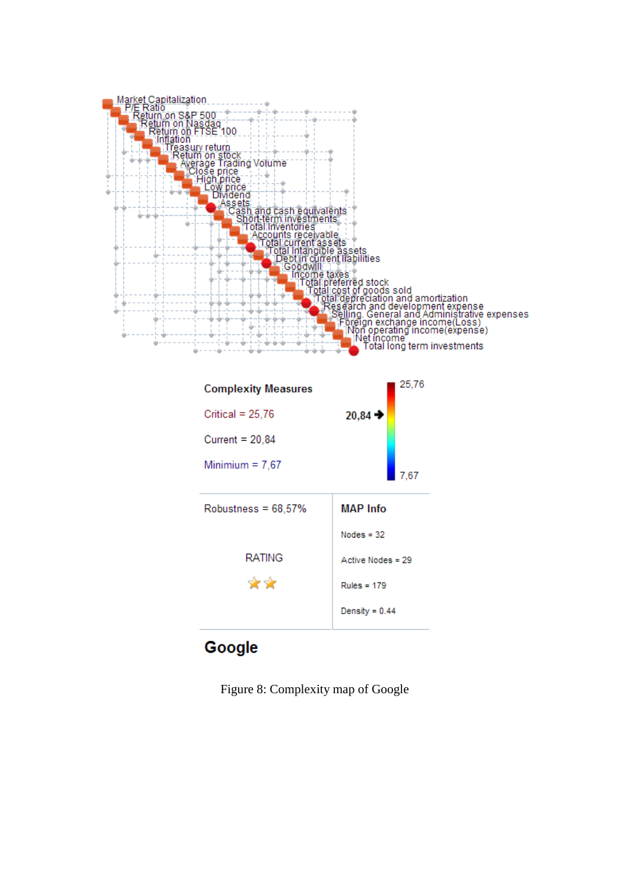Market Capitalization
P/E Ratio
Return on S&P 500
Return on Nasdaq
Return on FTSE 100
Inflation
Treasury return
Return on stock
Average Trading Volume
Close price
High price
Low price
Dividend
Assets
Cash and cash equivalents
Short-term investments
Total Inventories
Accounts receivable
Total current assets
Total Intangible assets
Debt in current liabilities
Goodwill
Income taxes
Total preferred stock
Total cost of goods sold
Total depreciation and amortization
Research and development expense
Selling, General and Administrative expenses
Foreign exchange income(Loss)
Non operating income(expense)
Net income
Total long term investments

**Complexity Measures**

Critical = 25,76

Current = 20,84

Minimium = 7,67

25,76

20,84

7,67

Robustness = 68,57%

RATING

**MAP Info**

Nodes = 32

Active Nodes = 29

Rules = 179

Density = 0.44

**Google**

Figure 8: Complexity map of Google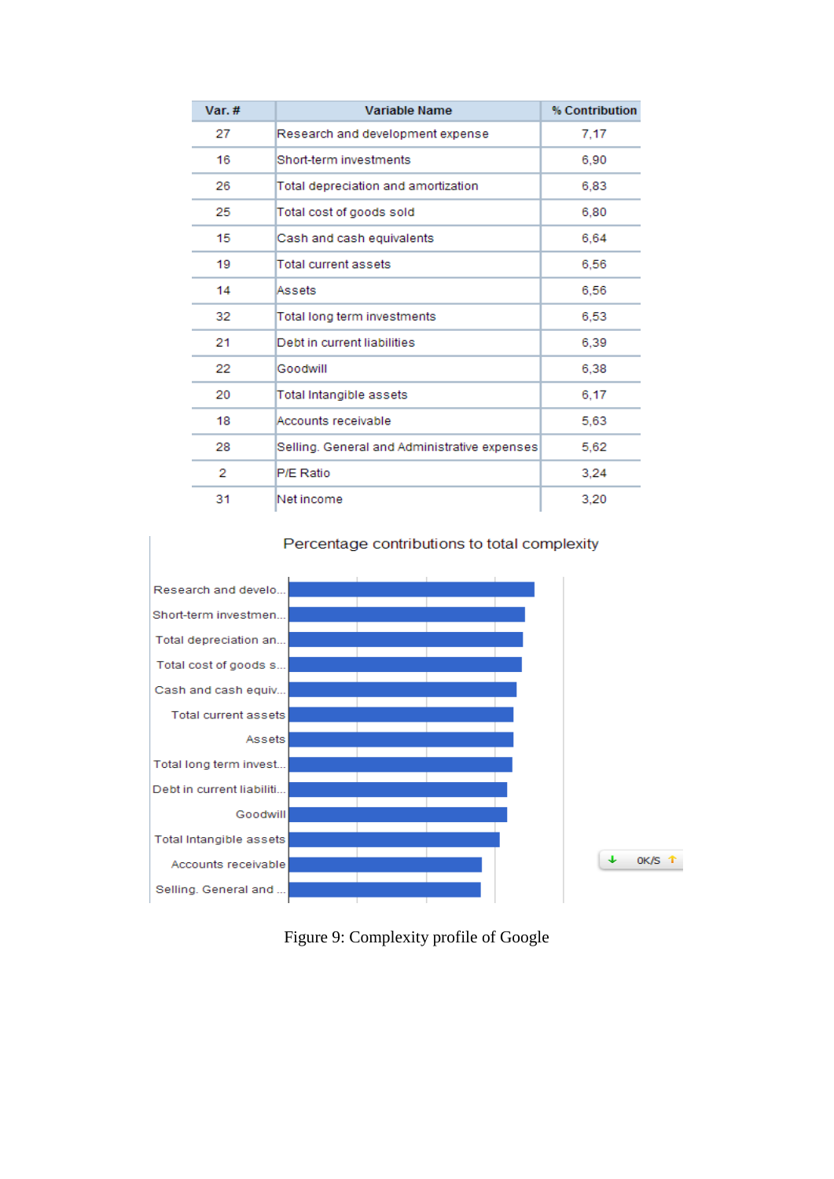| Var. # | Variable Name | % Contribution |
|---|---|---|
| 27 | Research and development expense | 7,17 |
| 16 | Short-term investments | 6,90 |
| 26 | Total depreciation and amortization | 6,83 |
| 25 | Total cost of goods sold | 6,80 |
| 15 | Cash and cash equivalents | 6,64 |
| 19 | Total current assets | 6,56 |
| 14 | Assets | 6,56 |
| 32 | Total long term investments | 6,53 |
| 21 | Debt in current liabilities | 6,39 |
| 22 | Goodwill | 6,38 |
| 20 | Total Intangible assets | 6,17 |
| 18 | Accounts receivable | 5,63 |
| 28 | Selling. General and Administrative expenses | 5,62 |
| 2 | P/E Ratio | 3,24 |
| 31 | Net income | 3,20 |

Percentage contributions to total complexity

Research and develo...
Short-term investmen...
Total depreciation an...
Total cost of goods s...
Cash and cash equiv...
Total current assets
Assets
Total long term invest...
Debt in current liabiliti...
Goodwill
Total Intangible assets
Accounts receivable
Selling. General and ...

OK/S

Figure 9: Complexity profile of Google